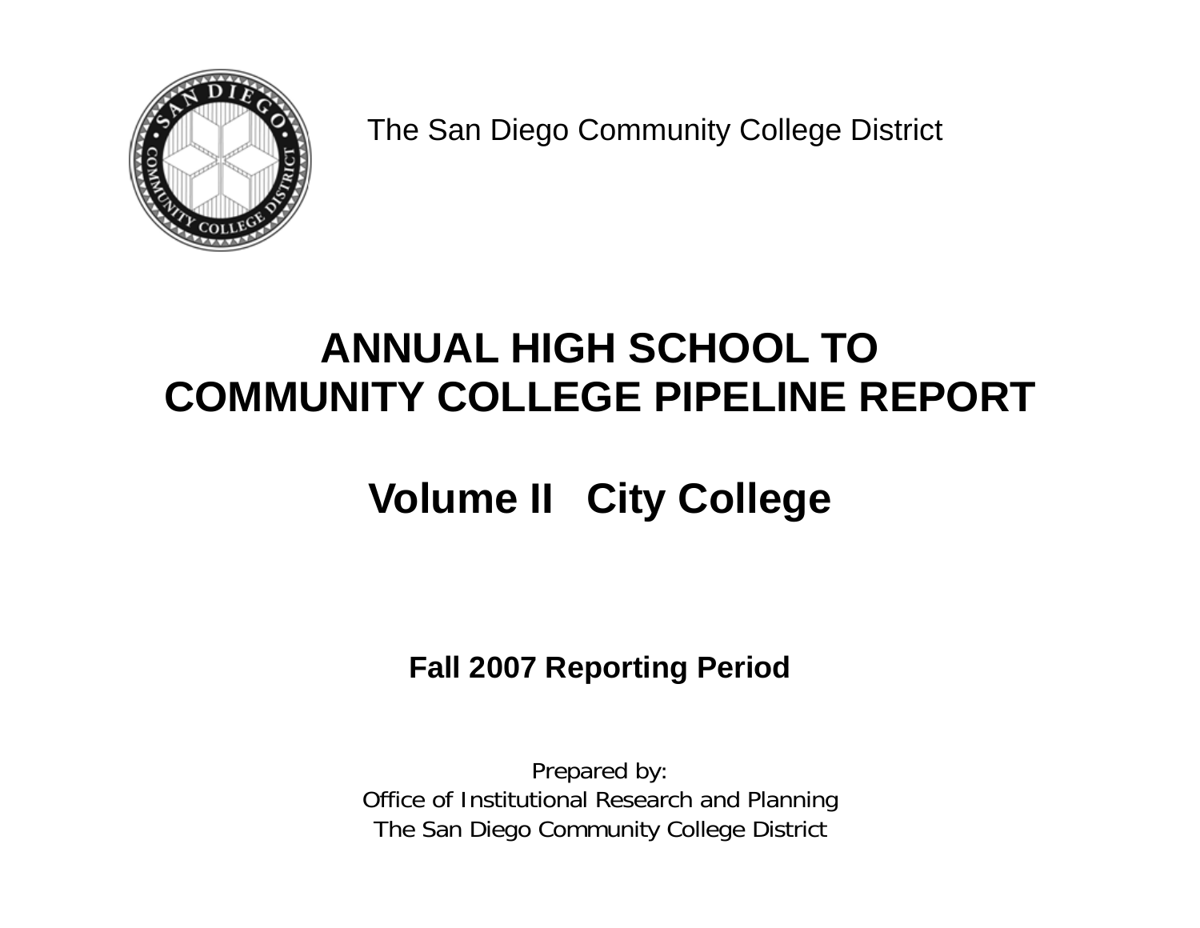The San Diego Community College District

# ANNUAL HIGH SCHOOL TO COMMUNITY COLLEGE PIPELINE REPORT

## Volume II City College

**Fall 2007 Reporting Period**

Prepared by:
Office of Institutional Research and Planning
The San Diego Community College District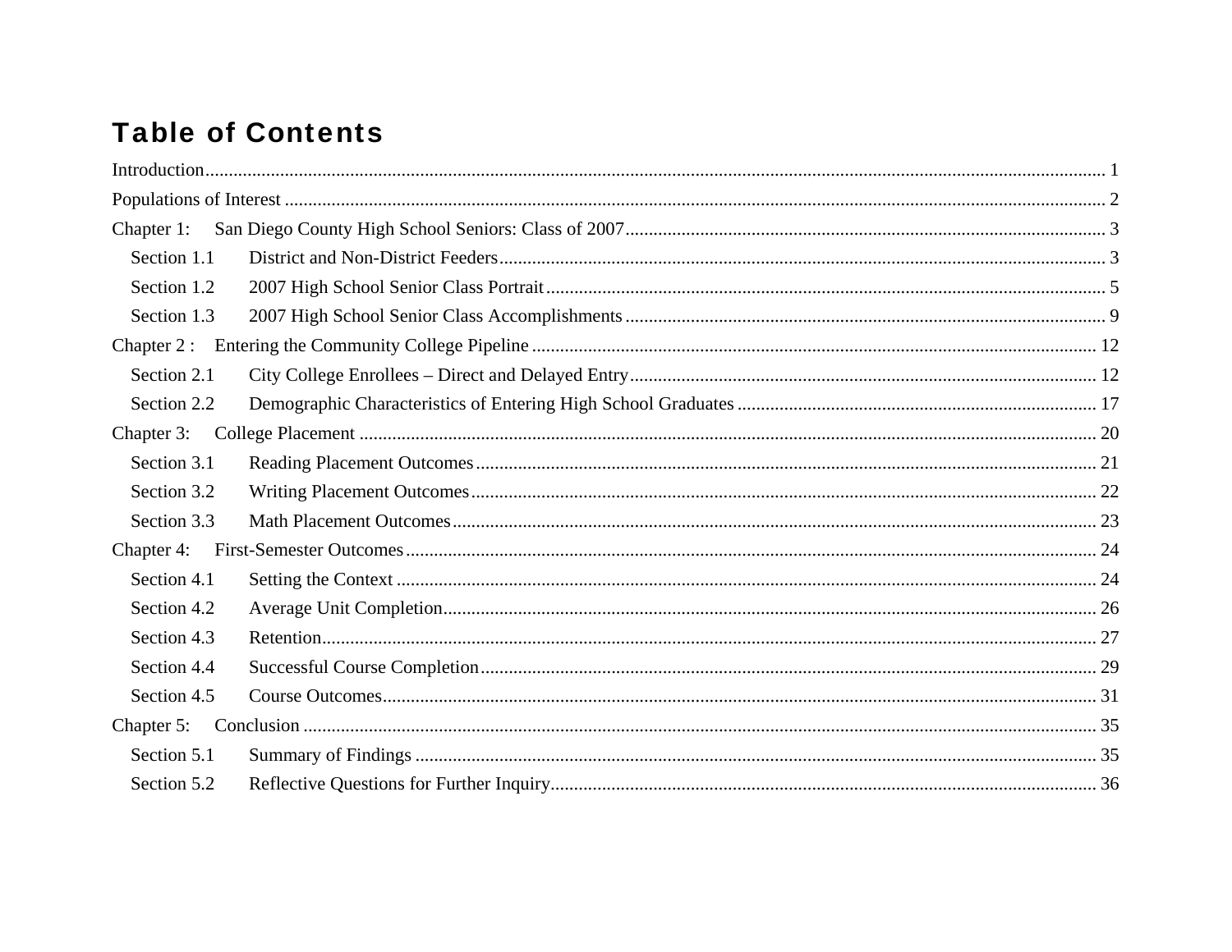# Table of Contents

Introduction ........................................................................................................................ 1

Populations of Interest ........................................................................................................ 2

Chapter 1: San Diego County High School Seniors: Class of 2007 .................................... 3

- Section 1.1 District and Non-District Feeders ................................................................ 3
- Section 1.2 2007 High School Senior Class Portrait ...................................................... 5
- Section 1.3 2007 High School Senior Class Accomplishments ...................................... 9

Chapter 2 : Entering the Community College Pipeline ....................................................... 12

- Section 2.1 City College Enrollees – Direct and Delayed Entry ...................................... 12
- Section 2.2 Demographic Characteristics of Entering High School Graduates ............... 17

Chapter 3: College Placement ............................................................................................ 20

- Section 3.1 Reading Placement Outcomes ..................................................................... 21
- Section 3.2 Writing Placement Outcomes ...................................................................... 22
- Section 3.3 Math Placement Outcomes ......................................................................... 23

Chapter 4: First-Semester Outcomes ................................................................................. 24

- Section 4.1 Setting the Context ..................................................................................... 24
- Section 4.2 Average Unit Completion ............................................................................. 26
- Section 4.3 Retention ..................................................................................................... 27
- Section 4.4 Successful Course Completion .................................................................... 29
- Section 4.5 Course Outcomes ........................................................................................ 31

Chapter 5: Conclusion ........................................................................................................ 35

- Section 5.1 Summary of Findings ................................................................................... 35
- Section 5.2 Reflective Questions for Further Inquiry ...................................................... 36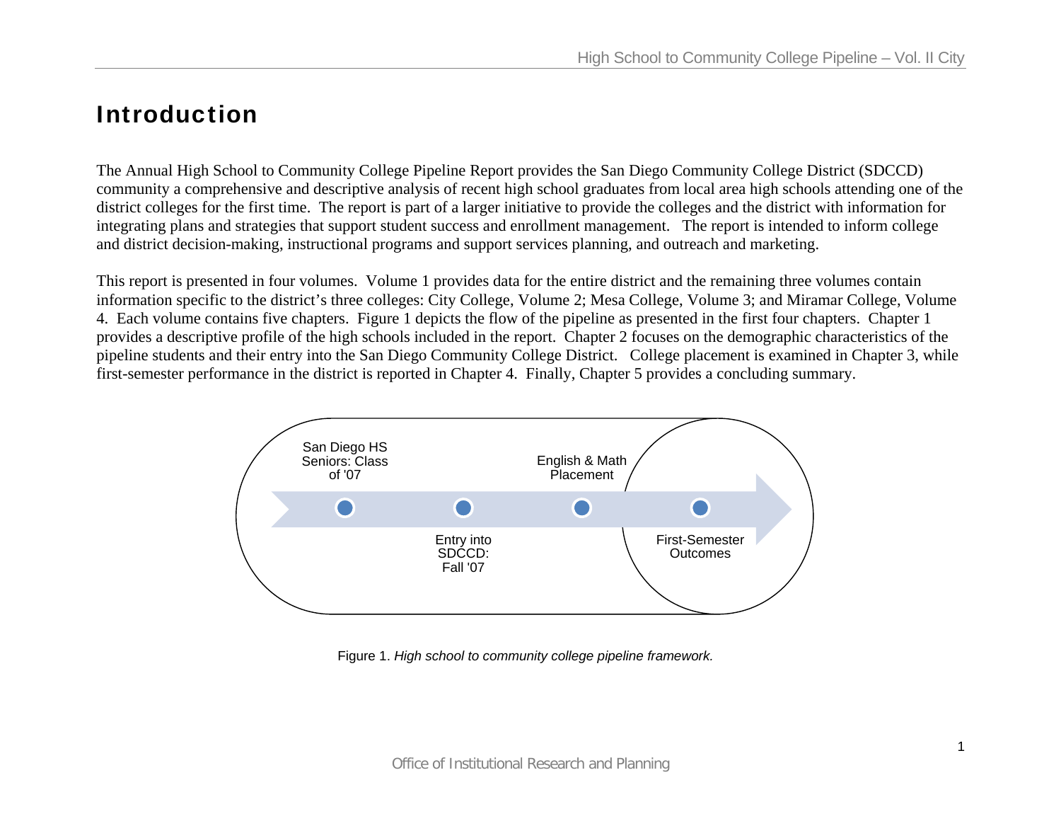# Introduction

The Annual High School to Community College Pipeline Report provides the San Diego Community College District (SDCCD) community a comprehensive and descriptive analysis of recent high school graduates from local area high schools attending one of the district colleges for the first time. The report is part of a larger initiative to provide the colleges and the district with information for integrating plans and strategies that support student success and enrollment management. The report is intended to inform college and district decision-making, instructional programs and support services planning, and outreach and marketing.

This report is presented in four volumes. Volume 1 provides data for the entire district and the remaining three volumes contain information specific to the district's three colleges: City College, Volume 2; Mesa College, Volume 3; and Miramar College, Volume 4. Each volume contains five chapters. Figure 1 depicts the flow of the pipeline as presented in the first four chapters. Chapter 1 provides a descriptive profile of the high schools included in the report. Chapter 2 focuses on the demographic characteristics of the pipeline students and their entry into the San Diego Community College District. College placement is examined in Chapter 3, while first-semester performance in the district is reported in Chapter 4. Finally, Chapter 5 provides a concluding summary.

San Diego HS Seniors: Class of '07

Entry into SDCCD: Fall '07

English & Math Placement

First-Semester Outcomes

Figure 1. *High school to community college pipeline framework.*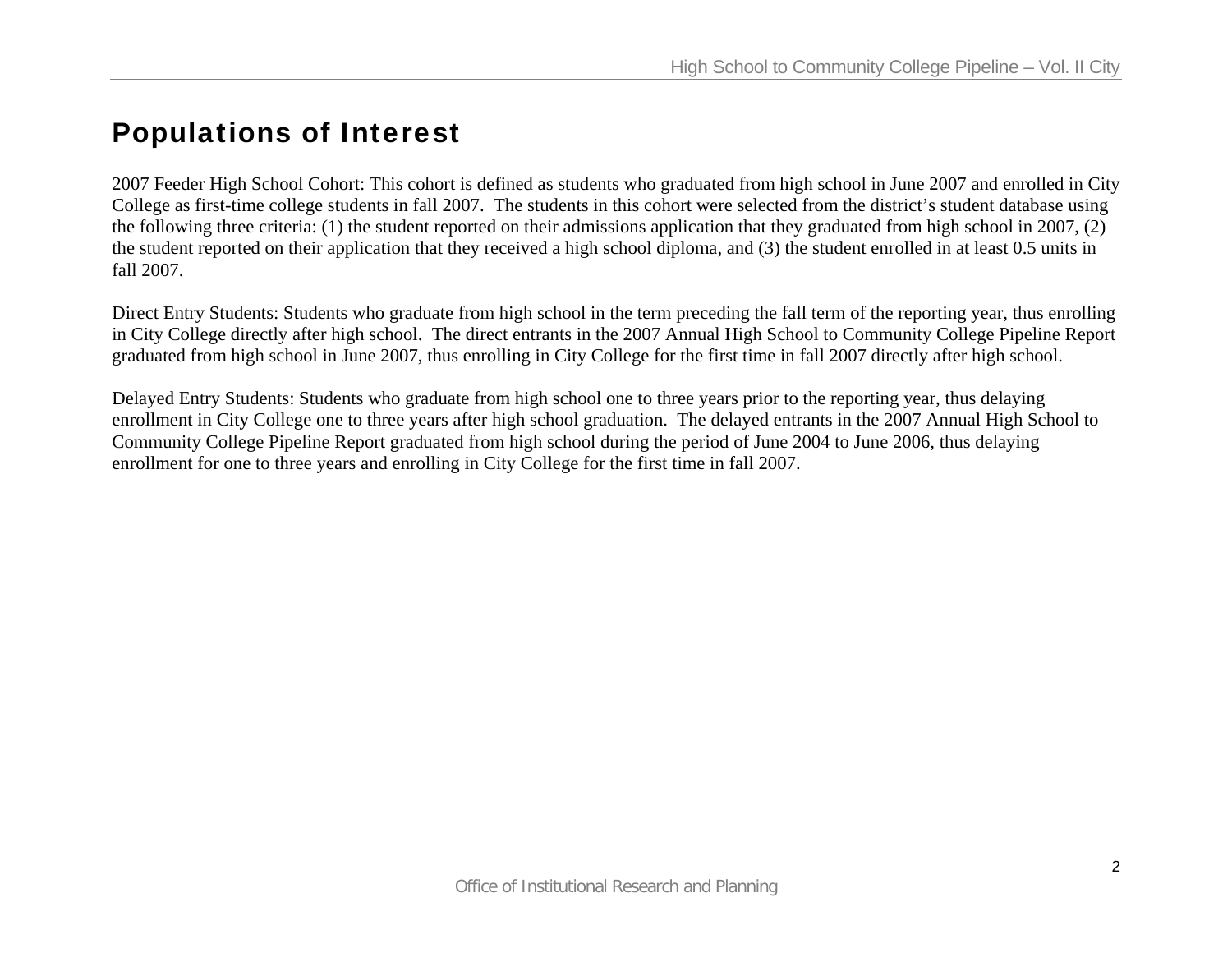# Populations of Interest

2007 Feeder High School Cohort: This cohort is defined as students who graduated from high school in June 2007 and enrolled in City College as first-time college students in fall 2007. The students in this cohort were selected from the district's student database using the following three criteria: (1) the student reported on their admissions application that they graduated from high school in 2007, (2) the student reported on their application that they received a high school diploma, and (3) the student enrolled in at least 0.5 units in fall 2007.

Direct Entry Students: Students who graduate from high school in the term preceding the fall term of the reporting year, thus enrolling in City College directly after high school. The direct entrants in the 2007 Annual High School to Community College Pipeline Report graduated from high school in June 2007, thus enrolling in City College for the first time in fall 2007 directly after high school.

Delayed Entry Students: Students who graduate from high school one to three years prior to the reporting year, thus delaying enrollment in City College one to three years after high school graduation. The delayed entrants in the 2007 Annual High School to Community College Pipeline Report graduated from high school during the period of June 2004 to June 2006, thus delaying enrollment for one to three years and enrolling in City College for the first time in fall 2007.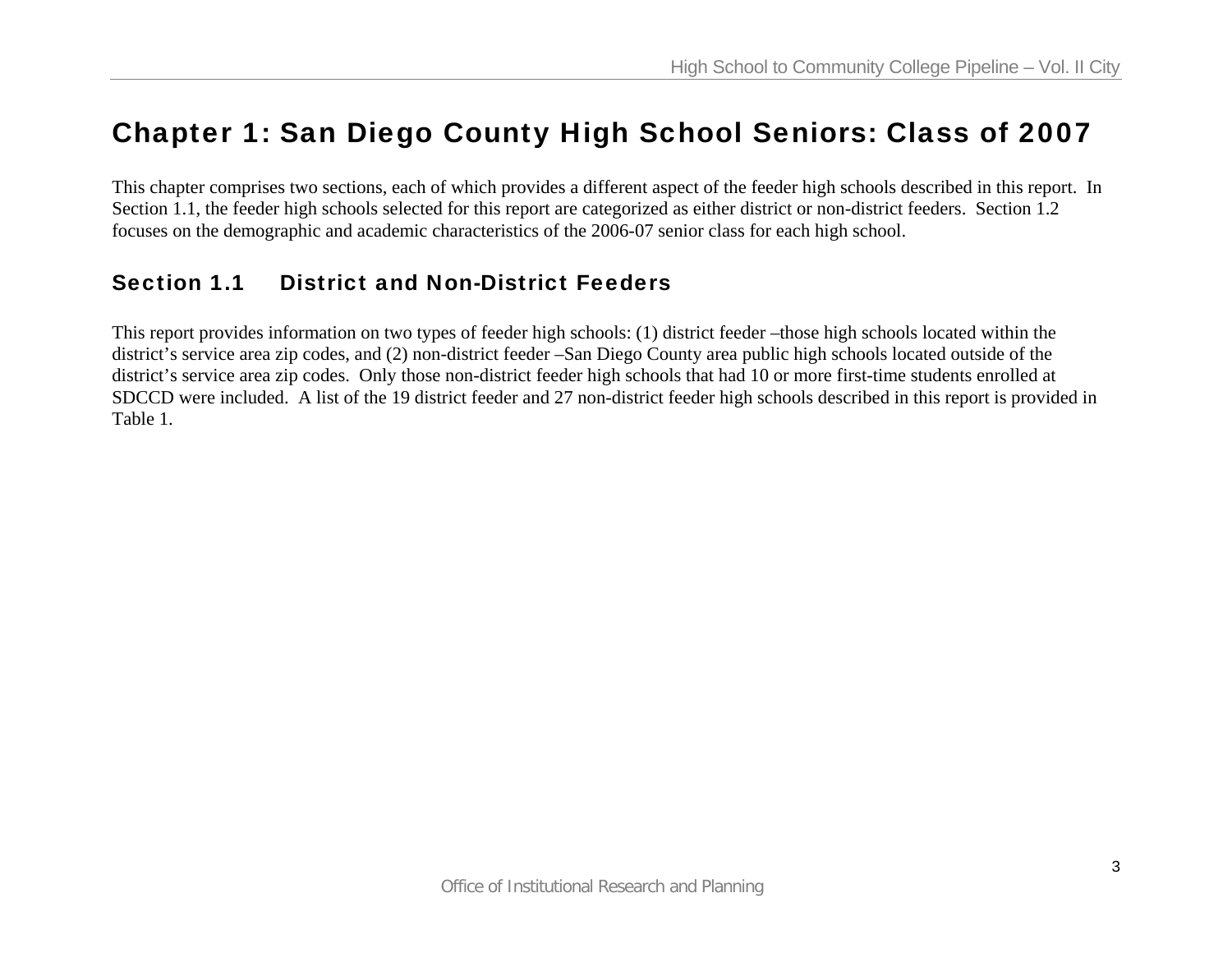# Chapter 1: San Diego County High School Seniors: Class of 2007

This chapter comprises two sections, each of which provides a different aspect of the feeder high schools described in this report. In Section 1.1, the feeder high schools selected for this report are categorized as either district or non-district feeders. Section 1.2 focuses on the demographic and academic characteristics of the 2006-07 senior class for each high school.

## Section 1.1 District and Non-District Feeders

This report provides information on two types of feeder high schools: (1) district feeder –those high schools located within the district's service area zip codes, and (2) non-district feeder –San Diego County area public high schools located outside of the district's service area zip codes. Only those non-district feeder high schools that had 10 or more first-time students enrolled at SDCCD were included. A list of the 19 district feeder and 27 non-district feeder high schools described in this report is provided in Table 1.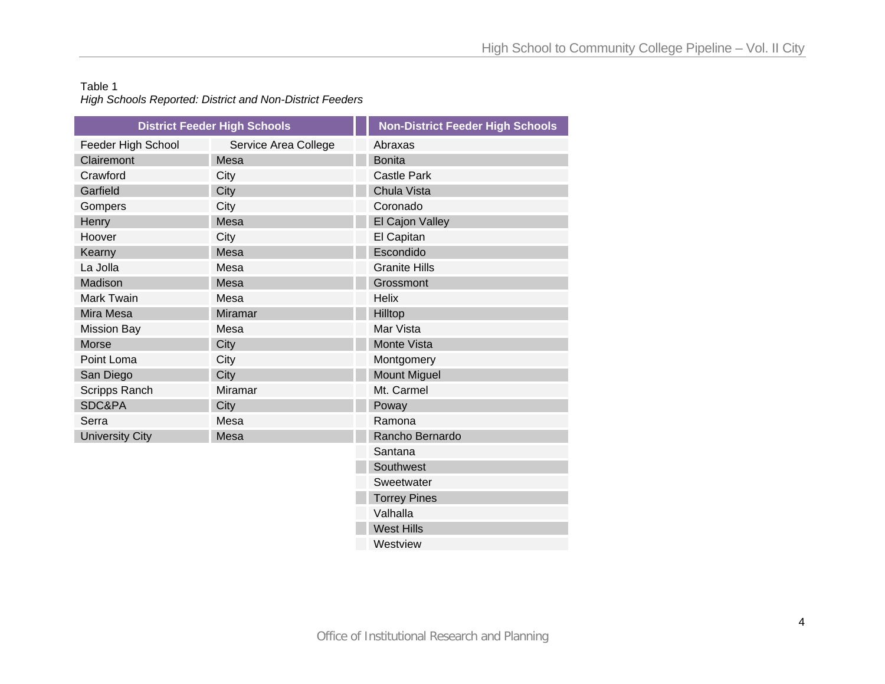Table 1
*High Schools Reported: District and Non-District Feeders*

| District Feeder High Schools | | Non-District Feeder High Schools |
|---|---|---|
| Feeder High School | Service Area College | Abraxas |
| Clairemont | Mesa | Bonita |
| Crawford | City | Castle Park |
| Garfield | City | Chula Vista |
| Gompers | City | Coronado |
| Henry | Mesa | El Cajon Valley |
| Hoover | City | El Capitan |
| Kearny | Mesa | Escondido |
| La Jolla | Mesa | Granite Hills |
| Madison | Mesa | Grossmont |
| Mark Twain | Mesa | Helix |
| Mira Mesa | Miramar | Hilltop |
| Mission Bay | Mesa | Mar Vista |
| Morse | City | Monte Vista |
| Point Loma | City | Montgomery |
| San Diego | City | Mount Miguel |
| Scripps Ranch | Miramar | Mt. Carmel |
| SDC&PA | City | Poway |
| Serra | Mesa | Ramona |
| University City | Mesa | Rancho Bernardo |
| | | Santana |
| | | Southwest |
| | | Sweetwater |
| | | Torrey Pines |
| | | Valhalla |
| | | West Hills |
| | | Westview |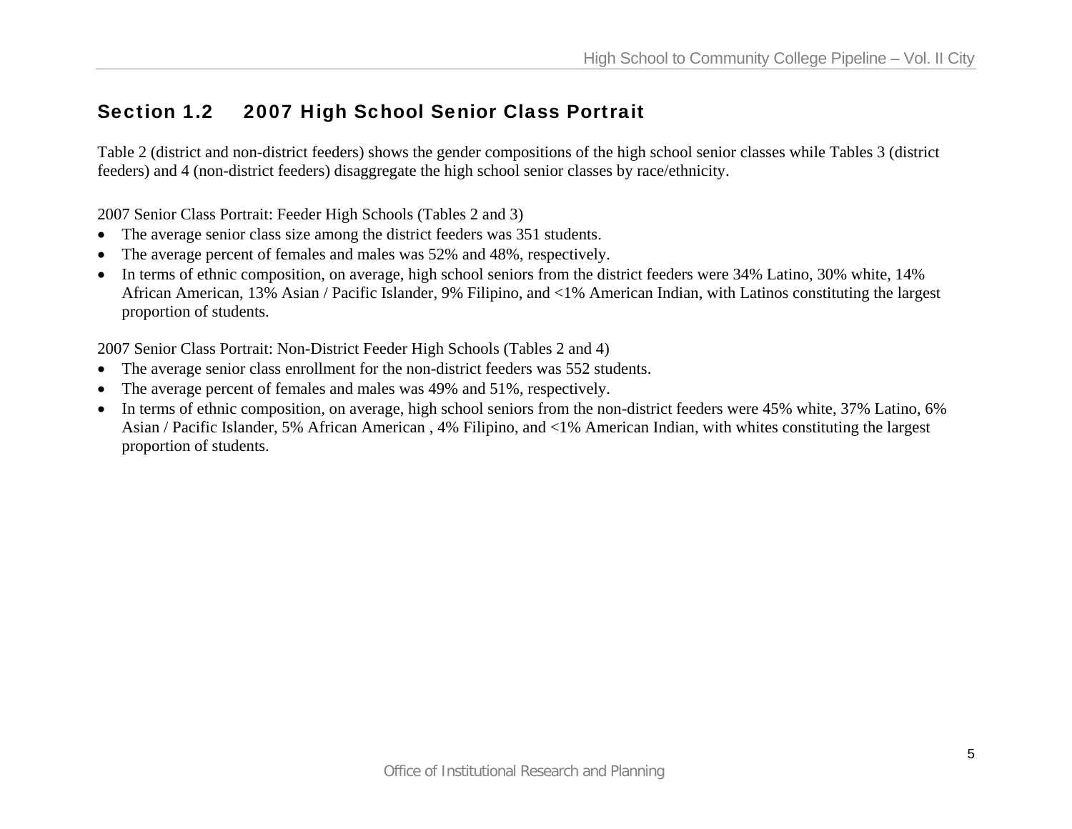## Section 1.2 2007 High School Senior Class Portrait

Table 2 (district and non-district feeders) shows the gender compositions of the high school senior classes while Tables 3 (district feeders) and 4 (non-district feeders) disaggregate the high school senior classes by race/ethnicity.

2007 Senior Class Portrait: Feeder High Schools (Tables 2 and 3)

- The average senior class size among the district feeders was 351 students.
- The average percent of females and males was 52% and 48%, respectively.
- In terms of ethnic composition, on average, high school seniors from the district feeders were 34% Latino, 30% white, 14% African American, 13% Asian / Pacific Islander, 9% Filipino, and <1% American Indian, with Latinos constituting the largest proportion of students.

2007 Senior Class Portrait: Non-District Feeder High Schools (Tables 2 and 4)

- The average senior class enrollment for the non-district feeders was 552 students.
- The average percent of females and males was 49% and 51%, respectively.
- In terms of ethnic composition, on average, high school seniors from the non-district feeders were 45% white, 37% Latino, 6% Asian / Pacific Islander, 5% African American , 4% Filipino, and <1% American Indian, with whites constituting the largest proportion of students.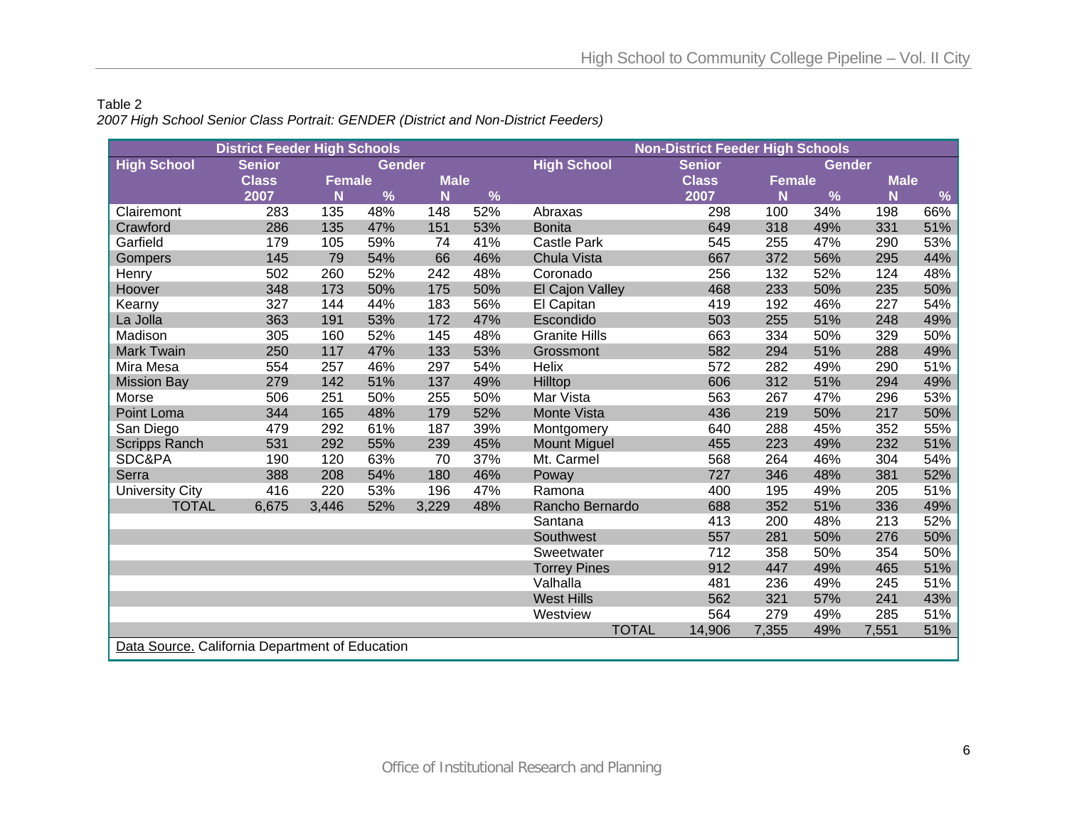Table 2

*2007 High School Senior Class Portrait: GENDER (District and Non-District Feeders)*

| District Feeder High Schools | | | | | | Non-District Feeder High Schools | | | | | |
|---|---|---|---|---|---|---|---|---|---|---|---|
| High School | Senior Class 2007 | Gender | | | | High School | Senior Class 2007 | Gender | | | |
| | | Female | | Male | | | | Female | | Male | |
| | | N | % | N | % | | | N | % | N | % |
| Clairemont | 283 | 135 | 48% | 148 | 52% | Abraxas | 298 | 100 | 34% | 198 | 66% |
| Crawford | 286 | 135 | 47% | 151 | 53% | Bonita | 649 | 318 | 49% | 331 | 51% |
| Garfield | 179 | 105 | 59% | 74 | 41% | Castle Park | 545 | 255 | 47% | 290 | 53% |
| Gompers | 145 | 79 | 54% | 66 | 46% | Chula Vista | 667 | 372 | 56% | 295 | 44% |
| Henry | 502 | 260 | 52% | 242 | 48% | Coronado | 256 | 132 | 52% | 124 | 48% |
| Hoover | 348 | 173 | 50% | 175 | 50% | El Cajon Valley | 468 | 233 | 50% | 235 | 50% |
| Kearny | 327 | 144 | 44% | 183 | 56% | El Capitan | 419 | 192 | 46% | 227 | 54% |
| La Jolla | 363 | 191 | 53% | 172 | 47% | Escondido | 503 | 255 | 51% | 248 | 49% |
| Madison | 305 | 160 | 52% | 145 | 48% | Granite Hills | 663 | 334 | 50% | 329 | 50% |
| Mark Twain | 250 | 117 | 47% | 133 | 53% | Grossmont | 582 | 294 | 51% | 288 | 49% |
| Mira Mesa | 554 | 257 | 46% | 297 | 54% | Helix | 572 | 282 | 49% | 290 | 51% |
| Mission Bay | 279 | 142 | 51% | 137 | 49% | Hilltop | 606 | 312 | 51% | 294 | 49% |
| Morse | 506 | 251 | 50% | 255 | 50% | Mar Vista | 563 | 267 | 47% | 296 | 53% |
| Point Loma | 344 | 165 | 48% | 179 | 52% | Monte Vista | 436 | 219 | 50% | 217 | 50% |
| San Diego | 479 | 292 | 61% | 187 | 39% | Montgomery | 640 | 288 | 45% | 352 | 55% |
| Scripps Ranch | 531 | 292 | 55% | 239 | 45% | Mount Miguel | 455 | 223 | 49% | 232 | 51% |
| SDC&PA | 190 | 120 | 63% | 70 | 37% | Mt. Carmel | 568 | 264 | 46% | 304 | 54% |
| Serra | 388 | 208 | 54% | 180 | 46% | Poway | 727 | 346 | 48% | 381 | 52% |
| University City | 416 | 220 | 53% | 196 | 47% | Ramona | 400 | 195 | 49% | 205 | 51% |
| TOTAL | 6,675 | 3,446 | 52% | 3,229 | 48% | Rancho Bernardo | 688 | 352 | 51% | 336 | 49% |
| | | | | | | Santana | 413 | 200 | 48% | 213 | 52% |
| | | | | | | Southwest | 557 | 281 | 50% | 276 | 50% |
| | | | | | | Sweetwater | 712 | 358 | 50% | 354 | 50% |
| | | | | | | Torrey Pines | 912 | 447 | 49% | 465 | 51% |
| | | | | | | Valhalla | 481 | 236 | 49% | 245 | 51% |
| | | | | | | West Hills | 562 | 321 | 57% | 241 | 43% |
| | | | | | | Westview | 564 | 279 | 49% | 285 | 51% |
| | | | | | | TOTAL | 14,906 | 7,355 | 49% | 7,551 | 51% |

Data Source. California Department of Education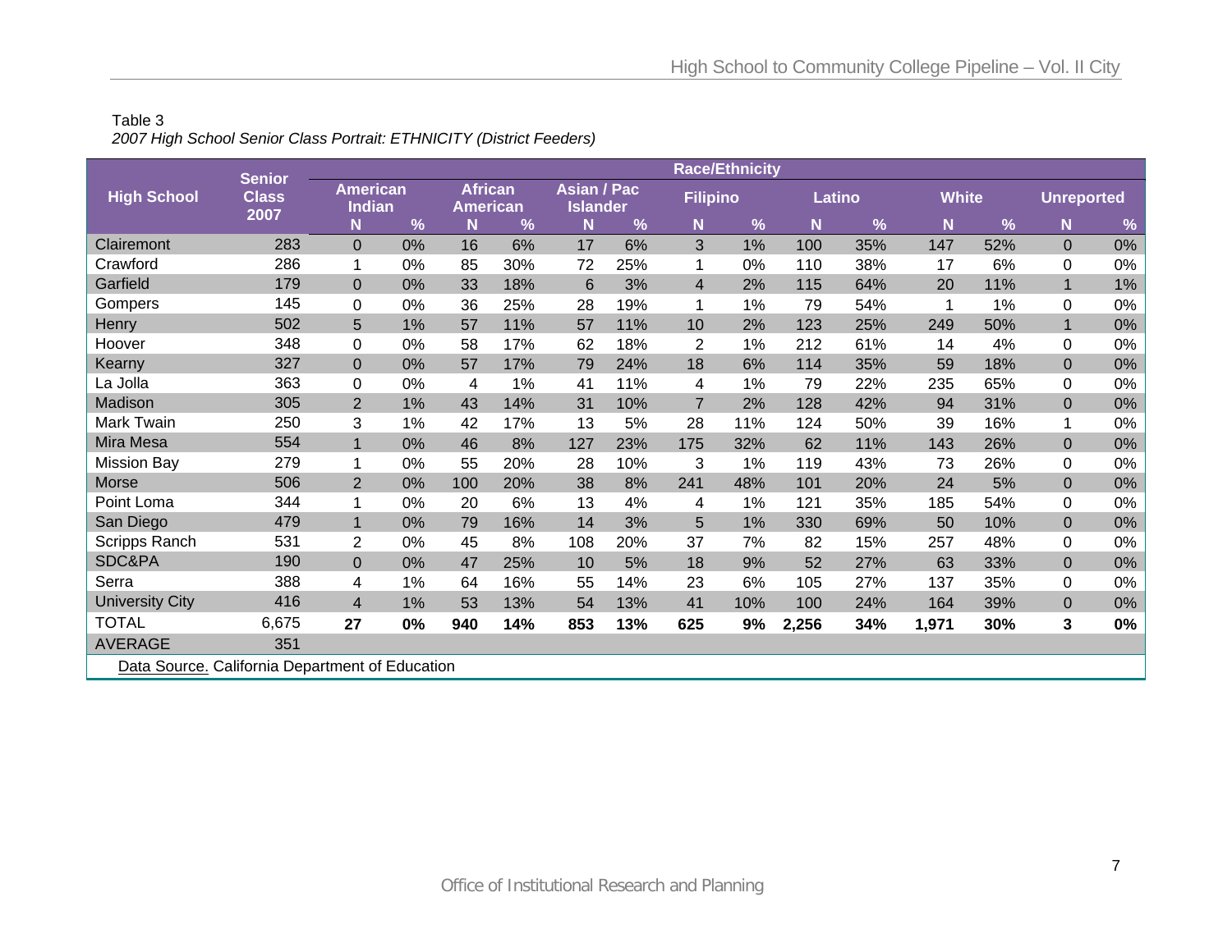Table 3

*2007 High School Senior Class Portrait: ETHNICITY (District Feeders)*

| High School | Senior Class 2007 | Race/Ethnicity | | | | | | | | | | | | | |
|---|---|---|---|---|---|---|---|---|---|---|---|---|---|---|---|
| | | American Indian | | African American | | Asian / Pac Islander | | Filipino | | Latino | | White | | Unreported | |
| | | N | % | N | % | N | % | N | % | N | % | N | % | N | % |
| Clairemont | 283 | 0 | 0% | 16 | 6% | 17 | 6% | 3 | 1% | 100 | 35% | 147 | 52% | 0 | 0% |
| Crawford | 286 | 1 | 0% | 85 | 30% | 72 | 25% | 1 | 0% | 110 | 38% | 17 | 6% | 0 | 0% |
| Garfield | 179 | 0 | 0% | 33 | 18% | 6 | 3% | 4 | 2% | 115 | 64% | 20 | 11% | 1 | 1% |
| Gompers | 145 | 0 | 0% | 36 | 25% | 28 | 19% | 1 | 1% | 79 | 54% | 1 | 1% | 0 | 0% |
| Henry | 502 | 5 | 1% | 57 | 11% | 57 | 11% | 10 | 2% | 123 | 25% | 249 | 50% | 1 | 0% |
| Hoover | 348 | 0 | 0% | 58 | 17% | 62 | 18% | 2 | 1% | 212 | 61% | 14 | 4% | 0 | 0% |
| Kearny | 327 | 0 | 0% | 57 | 17% | 79 | 24% | 18 | 6% | 114 | 35% | 59 | 18% | 0 | 0% |
| La Jolla | 363 | 0 | 0% | 4 | 1% | 41 | 11% | 4 | 1% | 79 | 22% | 235 | 65% | 0 | 0% |
| Madison | 305 | 2 | 1% | 43 | 14% | 31 | 10% | 7 | 2% | 128 | 42% | 94 | 31% | 0 | 0% |
| Mark Twain | 250 | 3 | 1% | 42 | 17% | 13 | 5% | 28 | 11% | 124 | 50% | 39 | 16% | 1 | 0% |
| Mira Mesa | 554 | 1 | 0% | 46 | 8% | 127 | 23% | 175 | 32% | 62 | 11% | 143 | 26% | 0 | 0% |
| Mission Bay | 279 | 1 | 0% | 55 | 20% | 28 | 10% | 3 | 1% | 119 | 43% | 73 | 26% | 0 | 0% |
| Morse | 506 | 2 | 0% | 100 | 20% | 38 | 8% | 241 | 48% | 101 | 20% | 24 | 5% | 0 | 0% |
| Point Loma | 344 | 1 | 0% | 20 | 6% | 13 | 4% | 4 | 1% | 121 | 35% | 185 | 54% | 0 | 0% |
| San Diego | 479 | 1 | 0% | 79 | 16% | 14 | 3% | 5 | 1% | 330 | 69% | 50 | 10% | 0 | 0% |
| Scripps Ranch | 531 | 2 | 0% | 45 | 8% | 108 | 20% | 37 | 7% | 82 | 15% | 257 | 48% | 0 | 0% |
| SDC&PA | 190 | 0 | 0% | 47 | 25% | 10 | 5% | 18 | 9% | 52 | 27% | 63 | 33% | 0 | 0% |
| Serra | 388 | 4 | 1% | 64 | 16% | 55 | 14% | 23 | 6% | 105 | 27% | 137 | 35% | 0 | 0% |
| University City | 416 | 4 | 1% | 53 | 13% | 54 | 13% | 41 | 10% | 100 | 24% | 164 | 39% | 0 | 0% |
| TOTAL | 6,675 | **27** | **0%** | **940** | **14%** | **853** | **13%** | **625** | **9%** | **2,256** | **34%** | **1,971** | **30%** | **3** | **0%** |
| AVERAGE | 351 | | | | | | | | | | | | | | |

Data Source. California Department of Education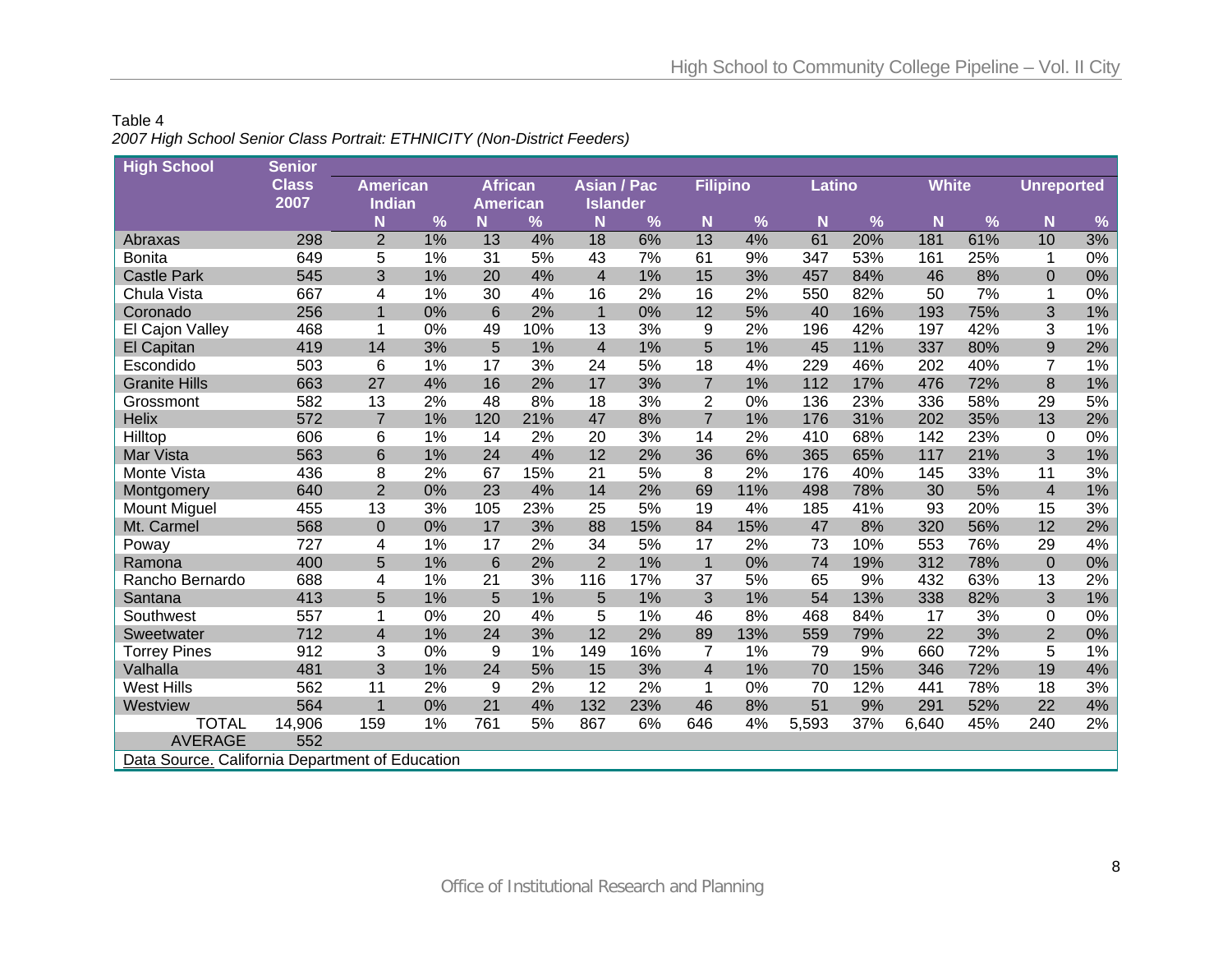Table 4

*2007 High School Senior Class Portrait: ETHNICITY (Non-District Feeders)*

| High School | Senior Class 2007 | American Indian | | African American | | Asian / Pac Islander | | Filipino | | Latino | | White | | Unreported | |
|---|---|---|---|---|---|---|---|---|---|---|---|---|---|---|---|
| | | N | % | N | % | N | % | N | % | N | % | N | % | N | % |
| Abraxas | 298 | 2 | 1% | 13 | 4% | 18 | 6% | 13 | 4% | 61 | 20% | 181 | 61% | 10 | 3% |
| Bonita | 649 | 5 | 1% | 31 | 5% | 43 | 7% | 61 | 9% | 347 | 53% | 161 | 25% | 1 | 0% |
| Castle Park | 545 | 3 | 1% | 20 | 4% | 4 | 1% | 15 | 3% | 457 | 84% | 46 | 8% | 0 | 0% |
| Chula Vista | 667 | 4 | 1% | 30 | 4% | 16 | 2% | 16 | 2% | 550 | 82% | 50 | 7% | 1 | 0% |
| Coronado | 256 | 1 | 0% | 6 | 2% | 1 | 0% | 12 | 5% | 40 | 16% | 193 | 75% | 3 | 1% |
| El Cajon Valley | 468 | 1 | 0% | 49 | 10% | 13 | 3% | 9 | 2% | 196 | 42% | 197 | 42% | 3 | 1% |
| El Capitan | 419 | 14 | 3% | 5 | 1% | 4 | 1% | 5 | 1% | 45 | 11% | 337 | 80% | 9 | 2% |
| Escondido | 503 | 6 | 1% | 17 | 3% | 24 | 5% | 18 | 4% | 229 | 46% | 202 | 40% | 7 | 1% |
| Granite Hills | 663 | 27 | 4% | 16 | 2% | 17 | 3% | 7 | 1% | 112 | 17% | 476 | 72% | 8 | 1% |
| Grossmont | 582 | 13 | 2% | 48 | 8% | 18 | 3% | 2 | 0% | 136 | 23% | 336 | 58% | 29 | 5% |
| Helix | 572 | 7 | 1% | 120 | 21% | 47 | 8% | 7 | 1% | 176 | 31% | 202 | 35% | 13 | 2% |
| Hilltop | 606 | 6 | 1% | 14 | 2% | 20 | 3% | 14 | 2% | 410 | 68% | 142 | 23% | 0 | 0% |
| Mar Vista | 563 | 6 | 1% | 24 | 4% | 12 | 2% | 36 | 6% | 365 | 65% | 117 | 21% | 3 | 1% |
| Monte Vista | 436 | 8 | 2% | 67 | 15% | 21 | 5% | 8 | 2% | 176 | 40% | 145 | 33% | 11 | 3% |
| Montgomery | 640 | 2 | 0% | 23 | 4% | 14 | 2% | 69 | 11% | 498 | 78% | 30 | 5% | 4 | 1% |
| Mount Miguel | 455 | 13 | 3% | 105 | 23% | 25 | 5% | 19 | 4% | 185 | 41% | 93 | 20% | 15 | 3% |
| Mt. Carmel | 568 | 0 | 0% | 17 | 3% | 88 | 15% | 84 | 15% | 47 | 8% | 320 | 56% | 12 | 2% |
| Poway | 727 | 4 | 1% | 17 | 2% | 34 | 5% | 17 | 2% | 73 | 10% | 553 | 76% | 29 | 4% |
| Ramona | 400 | 5 | 1% | 6 | 2% | 2 | 1% | 1 | 0% | 74 | 19% | 312 | 78% | 0 | 0% |
| Rancho Bernardo | 688 | 4 | 1% | 21 | 3% | 116 | 17% | 37 | 5% | 65 | 9% | 432 | 63% | 13 | 2% |
| Santana | 413 | 5 | 1% | 5 | 1% | 5 | 1% | 3 | 1% | 54 | 13% | 338 | 82% | 3 | 1% |
| Southwest | 557 | 1 | 0% | 20 | 4% | 5 | 1% | 46 | 8% | 468 | 84% | 17 | 3% | 0 | 0% |
| Sweetwater | 712 | 4 | 1% | 24 | 3% | 12 | 2% | 89 | 13% | 559 | 79% | 22 | 3% | 2 | 0% |
| Torrey Pines | 912 | 3 | 0% | 9 | 1% | 149 | 16% | 7 | 1% | 79 | 9% | 660 | 72% | 5 | 1% |
| Valhalla | 481 | 3 | 1% | 24 | 5% | 15 | 3% | 4 | 1% | 70 | 15% | 346 | 72% | 19 | 4% |
| West Hills | 562 | 11 | 2% | 9 | 2% | 12 | 2% | 1 | 0% | 70 | 12% | 441 | 78% | 18 | 3% |
| Westview | 564 | 1 | 0% | 21 | 4% | 132 | 23% | 46 | 8% | 51 | 9% | 291 | 52% | 22 | 4% |
| TOTAL | 14,906 | 159 | 1% | 761 | 5% | 867 | 6% | 646 | 4% | 5,593 | 37% | 6,640 | 45% | 240 | 2% |
| AVERAGE | 552 | | | | | | | | | | | | | | |

Data Source. California Department of Education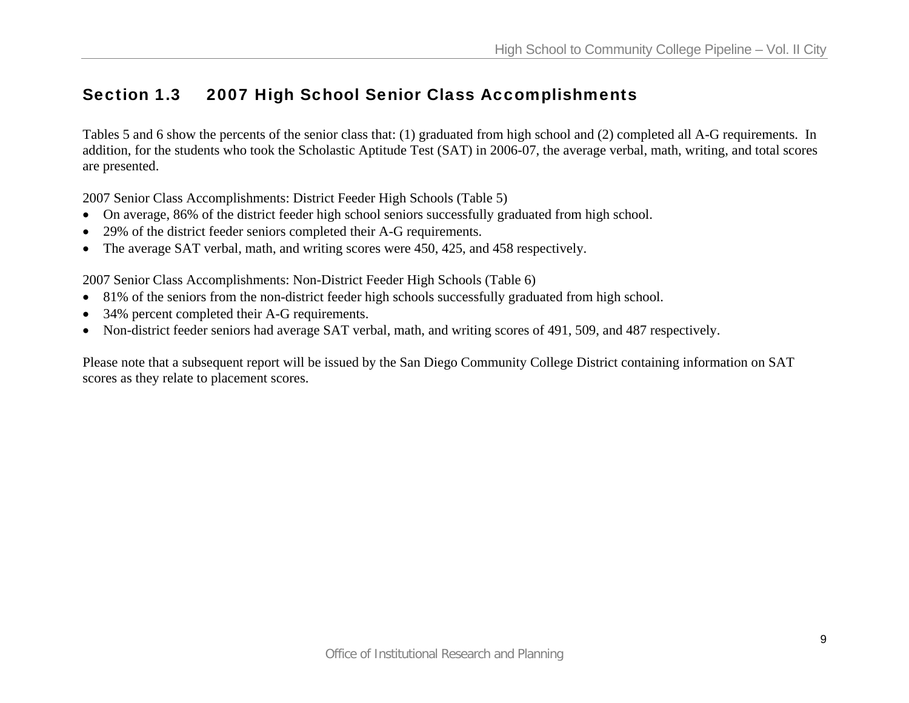## Section 1.3 2007 High School Senior Class Accomplishments

Tables 5 and 6 show the percents of the senior class that: (1) graduated from high school and (2) completed all A-G requirements. In addition, for the students who took the Scholastic Aptitude Test (SAT) in 2006-07, the average verbal, math, writing, and total scores are presented.

2007 Senior Class Accomplishments: District Feeder High Schools (Table 5)

- On average, 86% of the district feeder high school seniors successfully graduated from high school.
- 29% of the district feeder seniors completed their A-G requirements.
- The average SAT verbal, math, and writing scores were 450, 425, and 458 respectively.

2007 Senior Class Accomplishments: Non-District Feeder High Schools (Table 6)

- 81% of the seniors from the non-district feeder high schools successfully graduated from high school.
- 34% percent completed their A-G requirements.
- Non-district feeder seniors had average SAT verbal, math, and writing scores of 491, 509, and 487 respectively.

Please note that a subsequent report will be issued by the San Diego Community College District containing information on SAT scores as they relate to placement scores.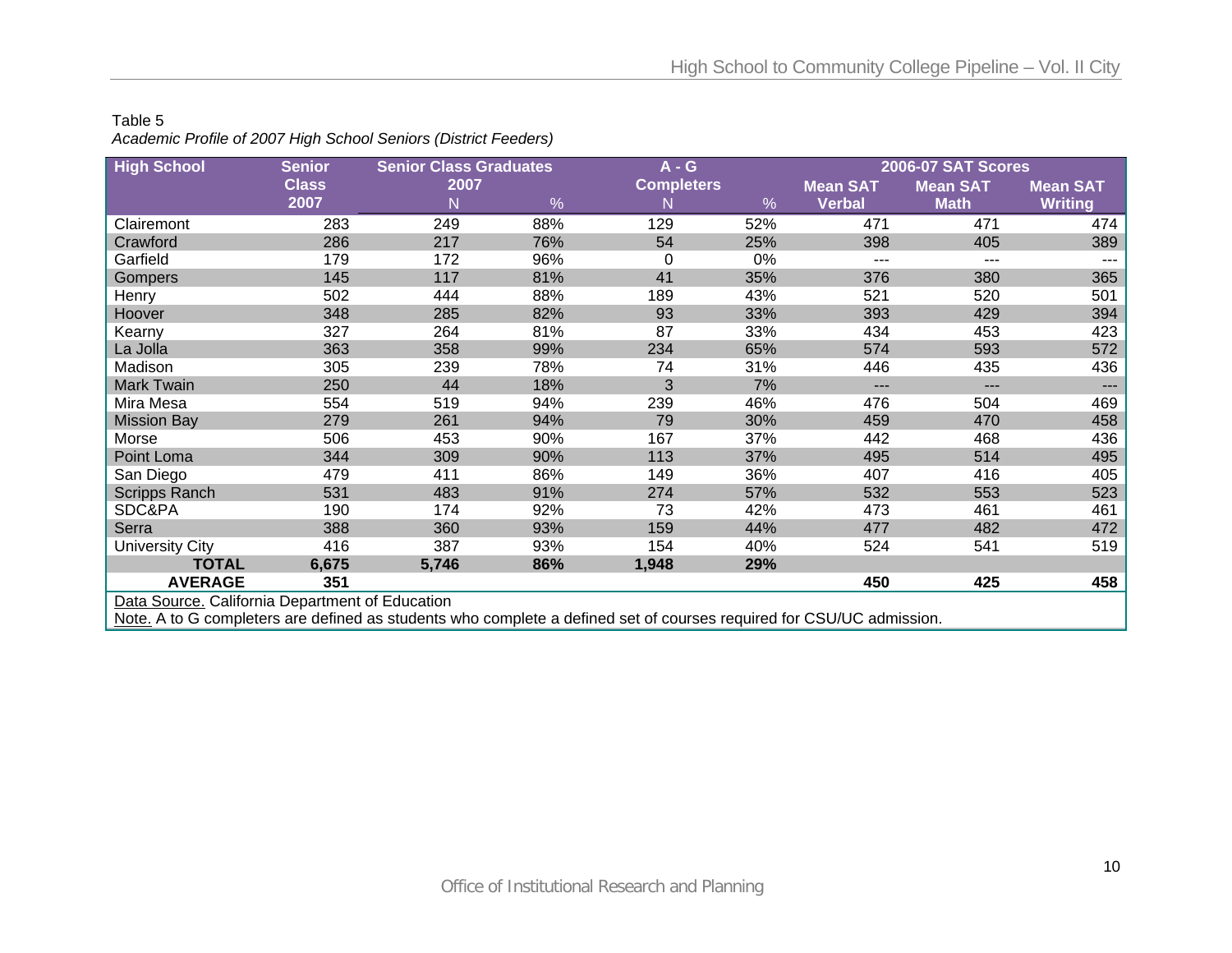Table 5

*Academic Profile of 2007 High School Seniors (District Feeders)*

| High School | Senior Class 2007 | Senior Class Graduates 2007 | | A - G Completers | | 2006-07 SAT Scores | | |
|---|---|---|---|---|---|---|---|---|
| | | N | % | N | % | Mean SAT Verbal | Mean SAT Math | Mean SAT Writing |
| Clairemont | 283 | 249 | 88% | 129 | 52% | 471 | 471 | 474 |
| Crawford | 286 | 217 | 76% | 54 | 25% | 398 | 405 | 389 |
| Garfield | 179 | 172 | 96% | 0 | 0% | --- | --- | --- |
| Gompers | 145 | 117 | 81% | 41 | 35% | 376 | 380 | 365 |
| Henry | 502 | 444 | 88% | 189 | 43% | 521 | 520 | 501 |
| Hoover | 348 | 285 | 82% | 93 | 33% | 393 | 429 | 394 |
| Kearny | 327 | 264 | 81% | 87 | 33% | 434 | 453 | 423 |
| La Jolla | 363 | 358 | 99% | 234 | 65% | 574 | 593 | 572 |
| Madison | 305 | 239 | 78% | 74 | 31% | 446 | 435 | 436 |
| Mark Twain | 250 | 44 | 18% | 3 | 7% | --- | --- | --- |
| Mira Mesa | 554 | 519 | 94% | 239 | 46% | 476 | 504 | 469 |
| Mission Bay | 279 | 261 | 94% | 79 | 30% | 459 | 470 | 458 |
| Morse | 506 | 453 | 90% | 167 | 37% | 442 | 468 | 436 |
| Point Loma | 344 | 309 | 90% | 113 | 37% | 495 | 514 | 495 |
| San Diego | 479 | 411 | 86% | 149 | 36% | 407 | 416 | 405 |
| Scripps Ranch | 531 | 483 | 91% | 274 | 57% | 532 | 553 | 523 |
| SDC&PA | 190 | 174 | 92% | 73 | 42% | 473 | 461 | 461 |
| Serra | 388 | 360 | 93% | 159 | 44% | 477 | 482 | 472 |
| University City | 416 | 387 | 93% | 154 | 40% | 524 | 541 | 519 |
| **TOTAL** | **6,675** | **5,746** | **86%** | **1,948** | **29%** | | | |
| **AVERAGE** | **351** | | | | | **450** | **425** | **458** |

Data Source. California Department of Education

Note. A to G completers are defined as students who complete a defined set of courses required for CSU/UC admission.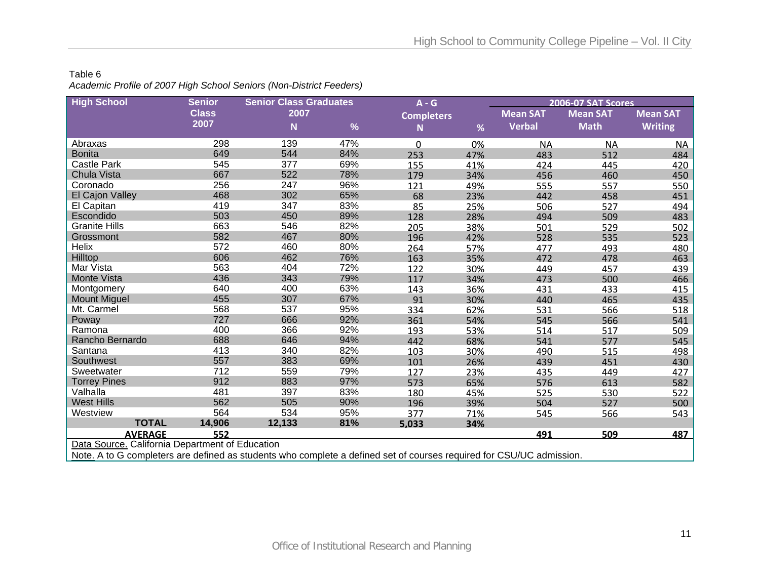Table 6

*Academic Profile of 2007 High School Seniors (Non-District Feeders)*

| High School | Senior Class 2007 | Senior Class Graduates 2007 | | A - G Completers | | 2006-07 SAT Scores | | |
|---|---|---|---|---|---|---|---|---|
| | | N | % | N | % | Mean SAT Verbal | Mean SAT Math | Mean SAT Writing |
| Abraxas | 298 | 139 | 47% | 0 | 0% | NA | NA | NA |
| Bonita | 649 | 544 | 84% | 253 | 47% | 483 | 512 | 484 |
| Castle Park | 545 | 377 | 69% | 155 | 41% | 424 | 445 | 420 |
| Chula Vista | 667 | 522 | 78% | 179 | 34% | 456 | 460 | 450 |
| Coronado | 256 | 247 | 96% | 121 | 49% | 555 | 557 | 550 |
| El Cajon Valley | 468 | 302 | 65% | 68 | 23% | 442 | 458 | 451 |
| El Capitan | 419 | 347 | 83% | 85 | 25% | 506 | 527 | 494 |
| Escondido | 503 | 450 | 89% | 128 | 28% | 494 | 509 | 483 |
| Granite Hills | 663 | 546 | 82% | 205 | 38% | 501 | 529 | 502 |
| Grossmont | 582 | 467 | 80% | 196 | 42% | 528 | 535 | 523 |
| Helix | 572 | 460 | 80% | 264 | 57% | 477 | 493 | 480 |
| Hilltop | 606 | 462 | 76% | 163 | 35% | 472 | 478 | 463 |
| Mar Vista | 563 | 404 | 72% | 122 | 30% | 449 | 457 | 439 |
| Monte Vista | 436 | 343 | 79% | 117 | 34% | 473 | 500 | 466 |
| Montgomery | 640 | 400 | 63% | 143 | 36% | 431 | 433 | 415 |
| Mount Miguel | 455 | 307 | 67% | 91 | 30% | 440 | 465 | 435 |
| Mt. Carmel | 568 | 537 | 95% | 334 | 62% | 531 | 566 | 518 |
| Poway | 727 | 666 | 92% | 361 | 54% | 545 | 566 | 541 |
| Ramona | 400 | 366 | 92% | 193 | 53% | 514 | 517 | 509 |
| Rancho Bernardo | 688 | 646 | 94% | 442 | 68% | 541 | 577 | 545 |
| Santana | 413 | 340 | 82% | 103 | 30% | 490 | 515 | 498 |
| Southwest | 557 | 383 | 69% | 101 | 26% | 439 | 451 | 430 |
| Sweetwater | 712 | 559 | 79% | 127 | 23% | 435 | 449 | 427 |
| Torrey Pines | 912 | 883 | 97% | 573 | 65% | 576 | 613 | 582 |
| Valhalla | 481 | 397 | 83% | 180 | 45% | 525 | 530 | 522 |
| West Hills | 562 | 505 | 90% | 196 | 39% | 504 | 527 | 500 |
| Westview | 564 | 534 | 95% | 377 | 71% | 545 | 566 | 543 |
| **TOTAL** | **14,906** | **12,133** | **81%** | **5,033** | **34%** | | | |
| **AVERAGE** | **552** | | | | | **491** | **509** | **487** |

Data Source. California Department of Education

Note. A to G completers are defined as students who complete a defined set of courses required for CSU/UC admission.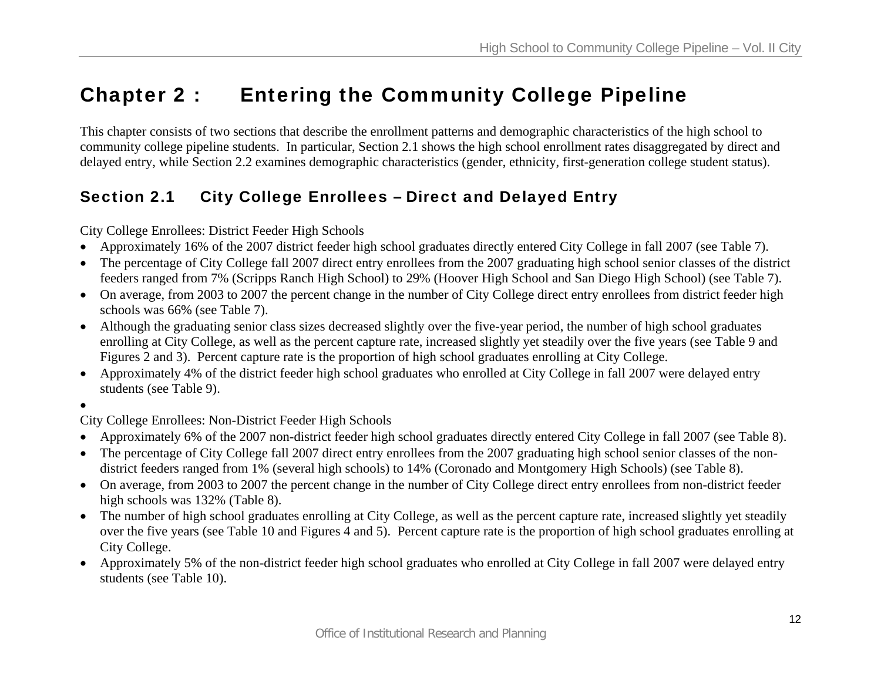# Chapter 2 : Entering the Community College Pipeline

This chapter consists of two sections that describe the enrollment patterns and demographic characteristics of the high school to community college pipeline students. In particular, Section 2.1 shows the high school enrollment rates disaggregated by direct and delayed entry, while Section 2.2 examines demographic characteristics (gender, ethnicity, first-generation college student status).

## Section 2.1 City College Enrollees – Direct and Delayed Entry

City College Enrollees: District Feeder High Schools

- Approximately 16% of the 2007 district feeder high school graduates directly entered City College in fall 2007 (see Table 7).
- The percentage of City College fall 2007 direct entry enrollees from the 2007 graduating high school senior classes of the district feeders ranged from 7% (Scripps Ranch High School) to 29% (Hoover High School and San Diego High School) (see Table 7).
- On average, from 2003 to 2007 the percent change in the number of City College direct entry enrollees from district feeder high schools was 66% (see Table 7).
- Although the graduating senior class sizes decreased slightly over the five-year period, the number of high school graduates enrolling at City College, as well as the percent capture rate, increased slightly yet steadily over the five years (see Table 9 and Figures 2 and 3). Percent capture rate is the proportion of high school graduates enrolling at City College.
- Approximately 4% of the district feeder high school graduates who enrolled at City College in fall 2007 were delayed entry students (see Table 9).

City College Enrollees: Non-District Feeder High Schools

- Approximately 6% of the 2007 non-district feeder high school graduates directly entered City College in fall 2007 (see Table 8).
- The percentage of City College fall 2007 direct entry enrollees from the 2007 graduating high school senior classes of the non-district feeders ranged from 1% (several high schools) to 14% (Coronado and Montgomery High Schools) (see Table 8).
- On average, from 2003 to 2007 the percent change in the number of City College direct entry enrollees from non-district feeder high schools was 132% (Table 8).
- The number of high school graduates enrolling at City College, as well as the percent capture rate, increased slightly yet steadily over the five years (see Table 10 and Figures 4 and 5). Percent capture rate is the proportion of high school graduates enrolling at City College.
- Approximately 5% of the non-district feeder high school graduates who enrolled at City College in fall 2007 were delayed entry students (see Table 10).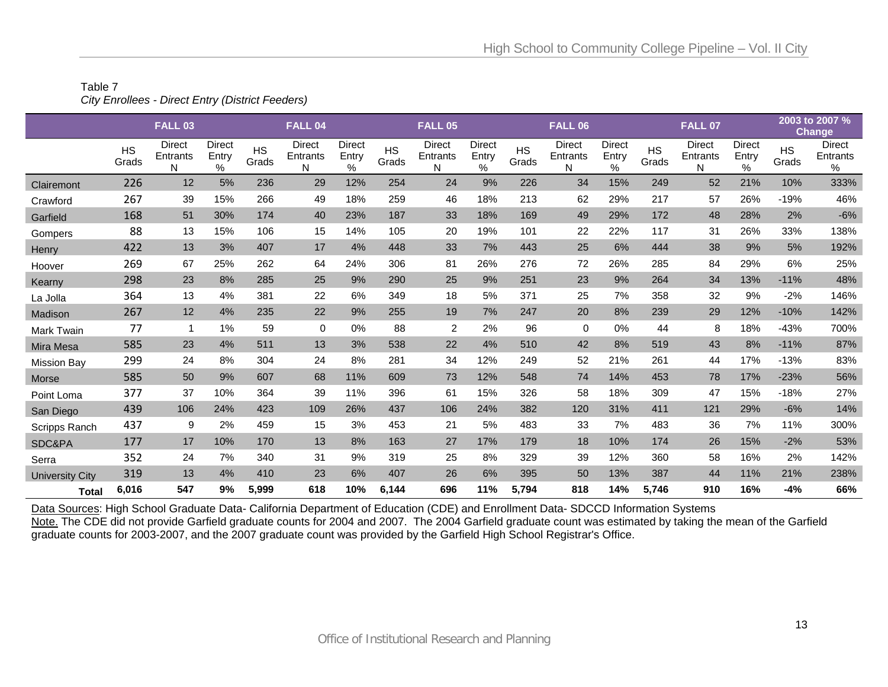Table 7
*City Enrollees - Direct Entry (District Feeders)*

| | FALL 03 | | | FALL 04 | | | FALL 05 | | | FALL 06 | | | FALL 07 | | | 2003 to 2007 % Change | |
|---|---|---|---|---|---|---|---|---|---|---|---|---|---|---|---|---|---|
| | HS Grads | Direct Entrants N | Direct Entry % | HS Grads | Direct Entrants N | Direct Entry % | HS Grads | Direct Entrants N | Direct Entry % | HS Grads | Direct Entrants N | Direct Entry % | HS Grads | Direct Entrants N | Direct Entry % | HS Grads | Direct Entrants % |
| Clairemont | 226 | 12 | 5% | 236 | 29 | 12% | 254 | 24 | 9% | 226 | 34 | 15% | 249 | 52 | 21% | 10% | 333% |
| Crawford | 267 | 39 | 15% | 266 | 49 | 18% | 259 | 46 | 18% | 213 | 62 | 29% | 217 | 57 | 26% | -19% | 46% |
| Garfield | 168 | 51 | 30% | 174 | 40 | 23% | 187 | 33 | 18% | 169 | 49 | 29% | 172 | 48 | 28% | 2% | -6% |
| Gompers | 88 | 13 | 15% | 106 | 15 | 14% | 105 | 20 | 19% | 101 | 22 | 22% | 117 | 31 | 26% | 33% | 138% |
| Henry | 422 | 13 | 3% | 407 | 17 | 4% | 448 | 33 | 7% | 443 | 25 | 6% | 444 | 38 | 9% | 5% | 192% |
| Hoover | 269 | 67 | 25% | 262 | 64 | 24% | 306 | 81 | 26% | 276 | 72 | 26% | 285 | 84 | 29% | 6% | 25% |
| Kearny | 298 | 23 | 8% | 285 | 25 | 9% | 290 | 25 | 9% | 251 | 23 | 9% | 264 | 34 | 13% | -11% | 48% |
| La Jolla | 364 | 13 | 4% | 381 | 22 | 6% | 349 | 18 | 5% | 371 | 25 | 7% | 358 | 32 | 9% | -2% | 146% |
| Madison | 267 | 12 | 4% | 235 | 22 | 9% | 255 | 19 | 7% | 247 | 20 | 8% | 239 | 29 | 12% | -10% | 142% |
| Mark Twain | 77 | 1 | 1% | 59 | 0 | 0% | 88 | 2 | 2% | 96 | 0 | 0% | 44 | 8 | 18% | -43% | 700% |
| Mira Mesa | 585 | 23 | 4% | 511 | 13 | 3% | 538 | 22 | 4% | 510 | 42 | 8% | 519 | 43 | 8% | -11% | 87% |
| Mission Bay | 299 | 24 | 8% | 304 | 24 | 8% | 281 | 34 | 12% | 249 | 52 | 21% | 261 | 44 | 17% | -13% | 83% |
| Morse | 585 | 50 | 9% | 607 | 68 | 11% | 609 | 73 | 12% | 548 | 74 | 14% | 453 | 78 | 17% | -23% | 56% |
| Point Loma | 377 | 37 | 10% | 364 | 39 | 11% | 396 | 61 | 15% | 326 | 58 | 18% | 309 | 47 | 15% | -18% | 27% |
| San Diego | 439 | 106 | 24% | 423 | 109 | 26% | 437 | 106 | 24% | 382 | 120 | 31% | 411 | 121 | 29% | -6% | 14% |
| Scripps Ranch | 437 | 9 | 2% | 459 | 15 | 3% | 453 | 21 | 5% | 483 | 33 | 7% | 483 | 36 | 7% | 11% | 300% |
| SDC&PA | 177 | 17 | 10% | 170 | 13 | 8% | 163 | 27 | 17% | 179 | 18 | 10% | 174 | 26 | 15% | -2% | 53% |
| Serra | 352 | 24 | 7% | 340 | 31 | 9% | 319 | 25 | 8% | 329 | 39 | 12% | 360 | 58 | 16% | 2% | 142% |
| University City | 319 | 13 | 4% | 410 | 23 | 6% | 407 | 26 | 6% | 395 | 50 | 13% | 387 | 44 | 11% | 21% | 238% |
| **Total** | **6,016** | **547** | **9%** | **5,999** | **618** | **10%** | **6,144** | **696** | **11%** | **5,794** | **818** | **14%** | **5,746** | **910** | **16%** | **-4%** | **66%** |

Data Sources: High School Graduate Data- California Department of Education (CDE) and Enrollment Data- SDCCD Information Systems
Note. The CDE did not provide Garfield graduate counts for 2004 and 2007. The 2004 Garfield graduate count was estimated by taking the mean of the Garfield graduate counts for 2003-2007, and the 2007 graduate count was provided by the Garfield High School Registrar's Office.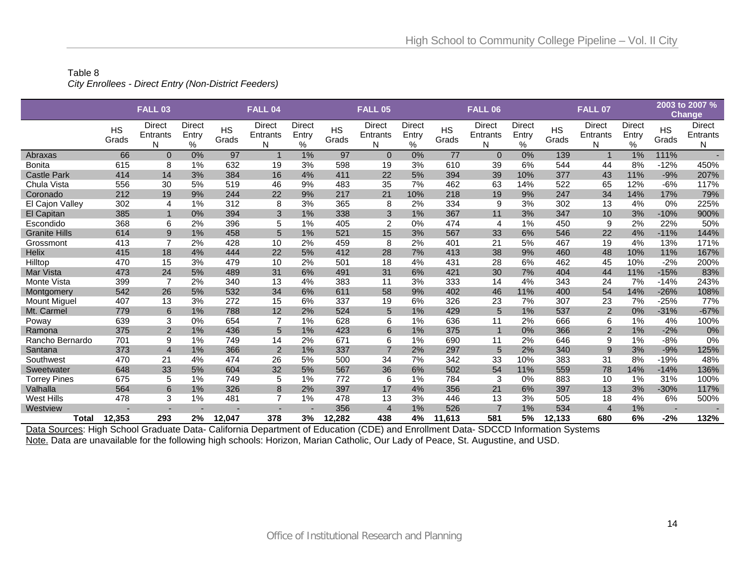Table 8

*City Enrollees - Direct Entry (Non-District Feeders)*

| | FALL 03 | | | FALL 04 | | | FALL 05 | | | FALL 06 | | | FALL 07 | | | 2003 to 2007 % Change | |
|---|---|---|---|---|---|---|---|---|---|---|---|---|---|---|---|---|---|
| | HS Grads | Direct Entrants N | Direct Entry % | HS Grads | Direct Entrants N | Direct Entry % | HS Grads | Direct Entrants N | Direct Entry % | HS Grads | Direct Entrants N | Direct Entry % | HS Grads | Direct Entrants N | Direct Entry % | HS Grads | Direct Entrants N |
| Abraxas | 66 | 0 | 0% | 97 | 1 | 1% | 97 | 0 | 0% | 77 | 0 | 0% | 139 | 1 | 1% | 111% | - |
| Bonita | 615 | 8 | 1% | 632 | 19 | 3% | 598 | 19 | 3% | 610 | 39 | 6% | 544 | 44 | 8% | -12% | 450% |
| Castle Park | 414 | 14 | 3% | 384 | 16 | 4% | 411 | 22 | 5% | 394 | 39 | 10% | 377 | 43 | 11% | -9% | 207% |
| Chula Vista | 556 | 30 | 5% | 519 | 46 | 9% | 483 | 35 | 7% | 462 | 63 | 14% | 522 | 65 | 12% | -6% | 117% |
| Coronado | 212 | 19 | 9% | 244 | 22 | 9% | 217 | 21 | 10% | 218 | 19 | 9% | 247 | 34 | 14% | 17% | 79% |
| El Cajon Valley | 302 | 4 | 1% | 312 | 8 | 3% | 365 | 8 | 2% | 334 | 9 | 3% | 302 | 13 | 4% | 0% | 225% |
| El Capitan | 385 | 1 | 0% | 394 | 3 | 1% | 338 | 3 | 1% | 367 | 11 | 3% | 347 | 10 | 3% | -10% | 900% |
| Escondido | 368 | 6 | 2% | 396 | 5 | 1% | 405 | 2 | 0% | 474 | 4 | 1% | 450 | 9 | 2% | 22% | 50% |
| Granite Hills | 614 | 9 | 1% | 458 | 5 | 1% | 521 | 15 | 3% | 567 | 33 | 6% | 546 | 22 | 4% | -11% | 144% |
| Grossmont | 413 | 7 | 2% | 428 | 10 | 2% | 459 | 8 | 2% | 401 | 21 | 5% | 467 | 19 | 4% | 13% | 171% |
| Helix | 415 | 18 | 4% | 444 | 22 | 5% | 412 | 28 | 7% | 413 | 38 | 9% | 460 | 48 | 10% | 11% | 167% |
| Hilltop | 470 | 15 | 3% | 479 | 10 | 2% | 501 | 18 | 4% | 431 | 28 | 6% | 462 | 45 | 10% | -2% | 200% |
| Mar Vista | 473 | 24 | 5% | 489 | 31 | 6% | 491 | 31 | 6% | 421 | 30 | 7% | 404 | 44 | 11% | -15% | 83% |
| Monte Vista | 399 | 7 | 2% | 340 | 13 | 4% | 383 | 11 | 3% | 333 | 14 | 4% | 343 | 24 | 7% | -14% | 243% |
| Montgomery | 542 | 26 | 5% | 532 | 34 | 6% | 611 | 58 | 9% | 402 | 46 | 11% | 400 | 54 | 14% | -26% | 108% |
| Mount Miguel | 407 | 13 | 3% | 272 | 15 | 6% | 337 | 19 | 6% | 326 | 23 | 7% | 307 | 23 | 7% | -25% | 77% |
| Mt. Carmel | 779 | 6 | 1% | 788 | 12 | 2% | 524 | 5 | 1% | 429 | 5 | 1% | 537 | 2 | 0% | -31% | -67% |
| Poway | 639 | 3 | 0% | 654 | 7 | 1% | 628 | 6 | 1% | 636 | 11 | 2% | 666 | 6 | 1% | 4% | 100% |
| Ramona | 375 | 2 | 1% | 436 | 5 | 1% | 423 | 6 | 1% | 375 | 1 | 0% | 366 | 2 | 1% | -2% | 0% |
| Rancho Bernardo | 701 | 9 | 1% | 749 | 14 | 2% | 671 | 6 | 1% | 690 | 11 | 2% | 646 | 9 | 1% | -8% | 0% |
| Santana | 373 | 4 | 1% | 366 | 2 | 1% | 337 | 7 | 2% | 297 | 5 | 2% | 340 | 9 | 3% | -9% | 125% |
| Southwest | 470 | 21 | 4% | 474 | 26 | 5% | 500 | 34 | 7% | 342 | 33 | 10% | 383 | 31 | 8% | -19% | 48% |
| Sweetwater | 648 | 33 | 5% | 604 | 32 | 5% | 567 | 36 | 6% | 502 | 54 | 11% | 559 | 78 | 14% | -14% | 136% |
| Torrey Pines | 675 | 5 | 1% | 749 | 5 | 1% | 772 | 6 | 1% | 784 | 3 | 0% | 883 | 10 | 1% | 31% | 100% |
| Valhalla | 564 | 6 | 1% | 326 | 8 | 2% | 397 | 17 | 4% | 356 | 21 | 6% | 397 | 13 | 3% | -30% | 117% |
| West Hills | 478 | 3 | 1% | 481 | 7 | 1% | 478 | 13 | 3% | 446 | 13 | 3% | 505 | 18 | 4% | 6% | 500% |
| Westview | - | - | - | - | - | - | 356 | 4 | 1% | 526 | 7 | 1% | 534 | 4 | 1% | - | - |
| **Total** | **12,353** | **293** | **2%** | **12,047** | **378** | **3%** | **12,282** | **438** | **4%** | **11,613** | **581** | **5%** | **12,133** | **680** | **6%** | **-2%** | **132%** |

Data Sources: High School Graduate Data- California Department of Education (CDE) and Enrollment Data- SDCCD Information Systems

Note. Data are unavailable for the following high schools: Horizon, Marian Catholic, Our Lady of Peace, St. Augustine, and USD.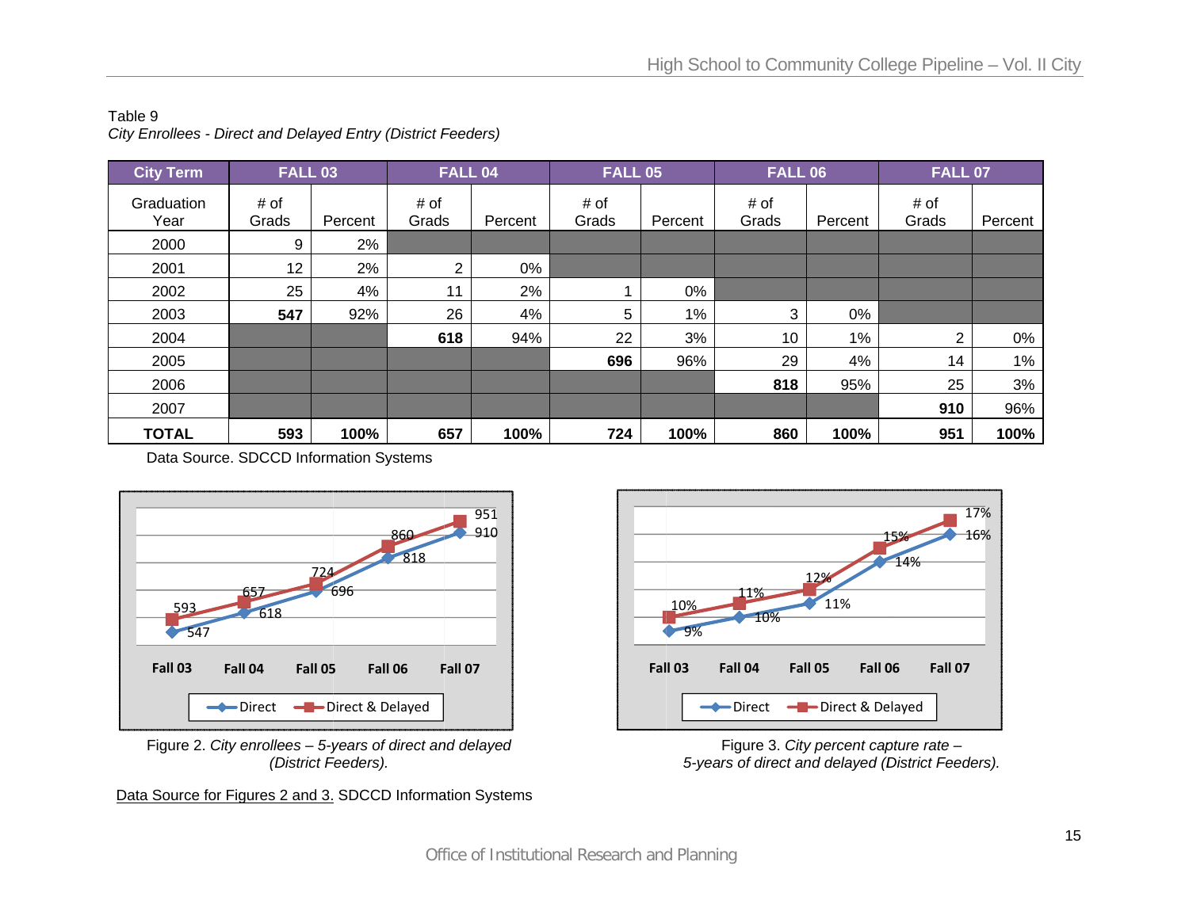Table 9
*City Enrollees - Direct and Delayed Entry (District Feeders)*

| City Term | FALL 03 | | FALL 04 | | FALL 05 | | FALL 06 | | FALL 07 | |
|---|---|---|---|---|---|---|---|---|---|---|
| Graduation Year | # of Grads | Percent | # of Grads | Percent | # of Grads | Percent | # of Grads | Percent | # of Grads | Percent |
| 2000 | 9 | 2% | | | | | | | | |
| 2001 | 12 | 2% | 2 | 0% | | | | | | |
| 2002 | 25 | 4% | 11 | 2% | 1 | 0% | | | | |
| 2003 | **547** | 92% | 26 | 4% | 5 | 1% | 3 | 0% | | |
| 2004 | | | **618** | 94% | 22 | 3% | 10 | 1% | 2 | 0% |
| 2005 | | | | | **696** | 96% | 29 | 4% | 14 | 1% |
| 2006 | | | | | | | **818** | 95% | 25 | 3% |
| 2007 | | | | | | | | | **910** | 96% |
| **TOTAL** | **593** | **100%** | **657** | **100%** | **724** | **100%** | **860** | **100%** | **951** | **100%** |

Data Source. SDCCD Information Systems

| | Fall 03 | Fall 04 | Fall 05 | Fall 06 | Fall 07 |
|---|---|---|---|---|---|
| Direct | 547 | 618 | 696 | 818 | 910 |
| Direct & Delayed | 593 | 657 | 724 | 860 | 951 |

Figure 2. *City enrollees – 5-years of direct and delayed (District Feeders).*

| | Fall 03 | Fall 04 | Fall 05 | Fall 06 | Fall 07 |
|---|---|---|---|---|---|
| Direct | 9% | 10% | 11% | 14% | 16% |
| Direct & Delayed | 10% | 11% | 12% | 15% | 17% |

Figure 3. *City percent capture rate – 5-years of direct and delayed (District Feeders).*

Data Source for Figures 2 and 3. SDCCD Information Systems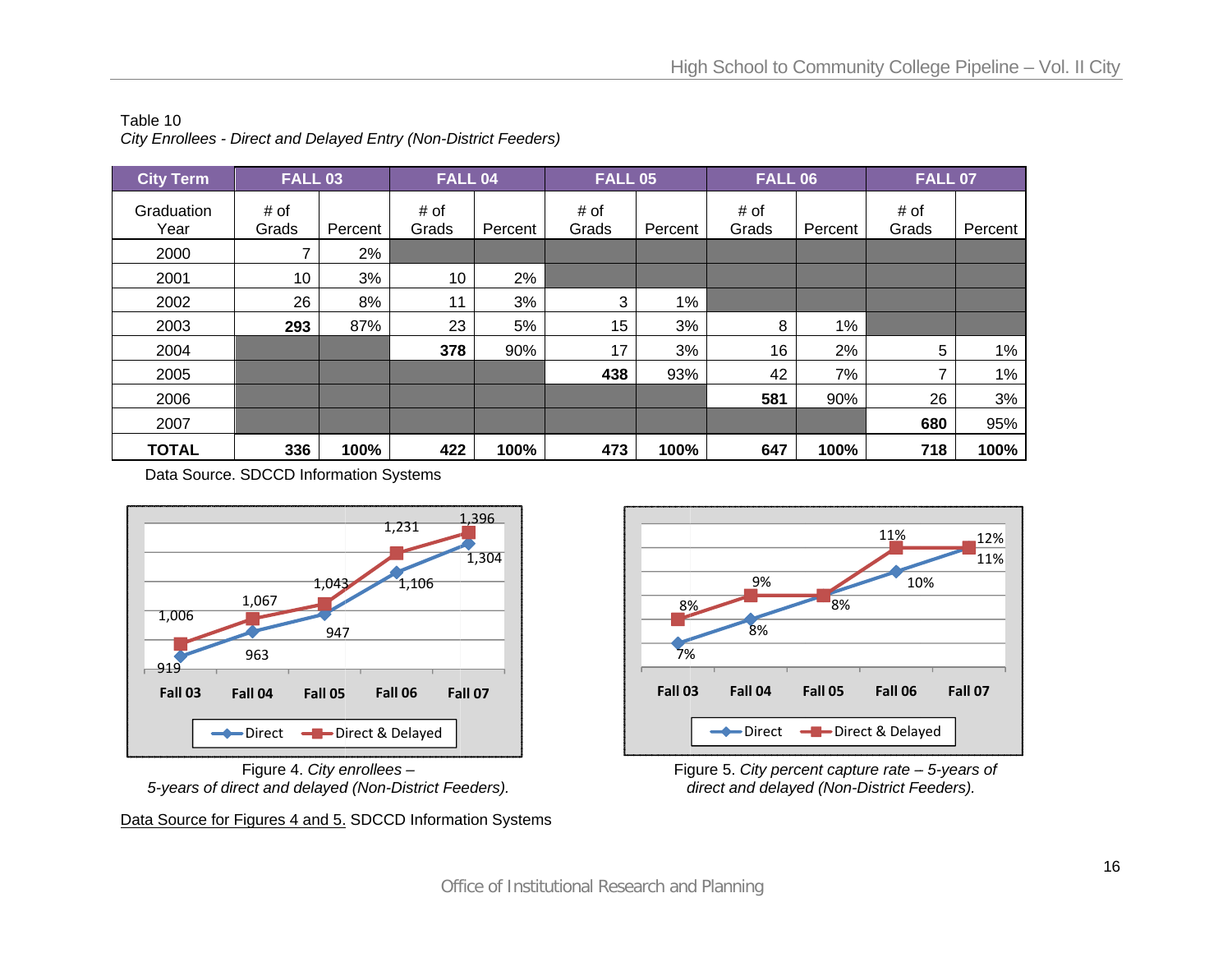Table 10

*City Enrollees - Direct and Delayed Entry (Non-District Feeders)*

| City Term | FALL 03 | | FALL 04 | | FALL 05 | | FALL 06 | | FALL 07 | |
|---|---|---|---|---|---|---|---|---|---|---|
| Graduation Year | # of Grads | Percent | # of Grads | Percent | # of Grads | Percent | # of Grads | Percent | # of Grads | Percent |
| 2000 | 7 | 2% | | | | | | | | |
| 2001 | 10 | 3% | 10 | 2% | | | | | | |
| 2002 | 26 | 8% | 11 | 3% | 3 | 1% | | | | |
| 2003 | **293** | 87% | 23 | 5% | 15 | 3% | 8 | 1% | | |
| 2004 | | | **378** | 90% | 17 | 3% | 16 | 2% | 5 | 1% |
| 2005 | | | | | **438** | 93% | 42 | 7% | 7 | 1% |
| 2006 | | | | | | | **581** | 90% | 26 | 3% |
| 2007 | | | | | | | | | **680** | 95% |
| **TOTAL** | **336** | **100%** | **422** | **100%** | **473** | **100%** | **647** | **100%** | **718** | **100%** |

Data Source. SDCCD Information Systems

Figure 4. *City enrollees – 5-years of direct and delayed (Non-District Feeders).*

Figure 5. *City percent capture rate – 5-years of direct and delayed (Non-District Feeders).*

Data Source for Figures 4 and 5. SDCCD Information Systems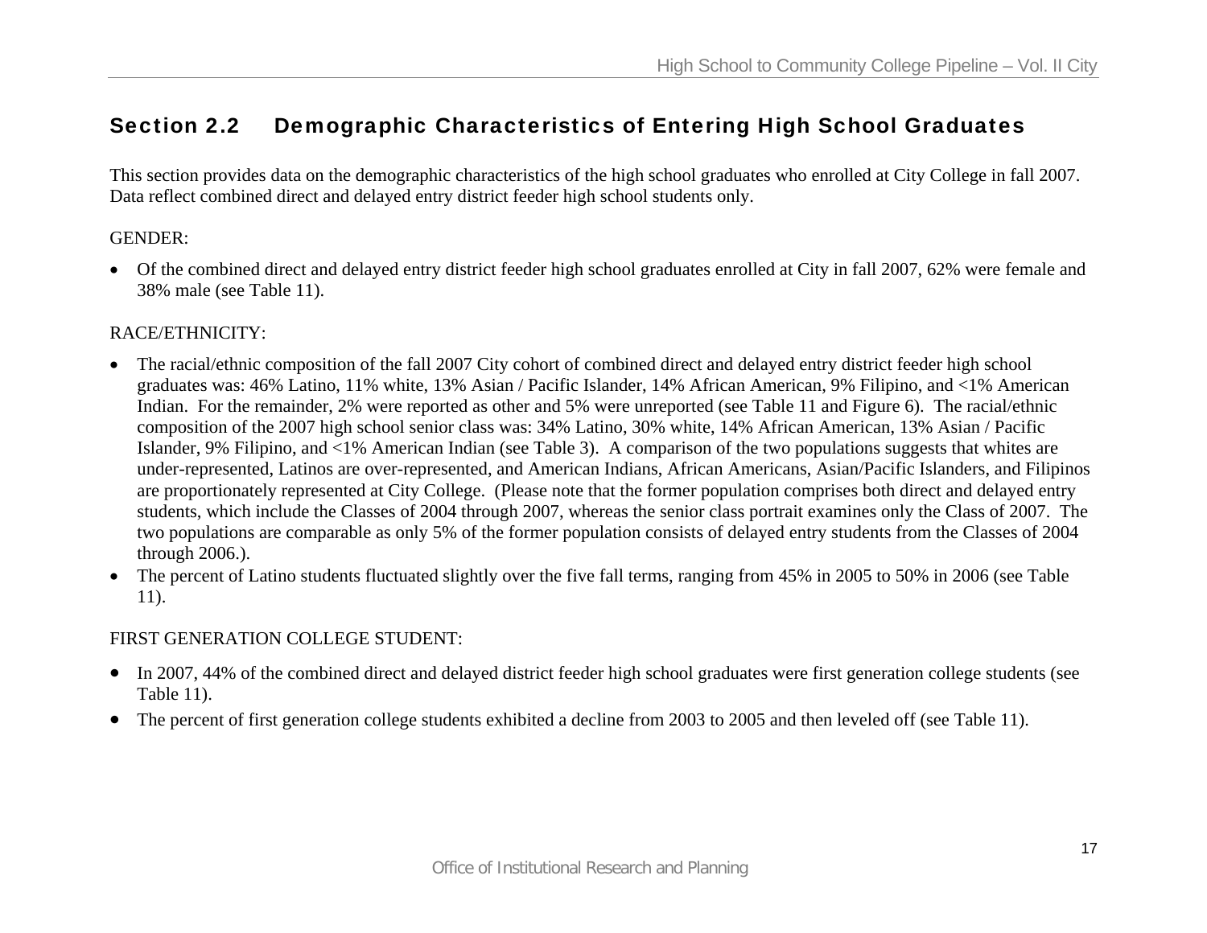## Section 2.2 Demographic Characteristics of Entering High School Graduates

This section provides data on the demographic characteristics of the high school graduates who enrolled at City College in fall 2007. Data reflect combined direct and delayed entry district feeder high school students only.

GENDER:

- Of the combined direct and delayed entry district feeder high school graduates enrolled at City in fall 2007, 62% were female and 38% male (see Table 11).

RACE/ETHNICITY:

- The racial/ethnic composition of the fall 2007 City cohort of combined direct and delayed entry district feeder high school graduates was: 46% Latino, 11% white, 13% Asian / Pacific Islander, 14% African American, 9% Filipino, and <1% American Indian. For the remainder, 2% were reported as other and 5% were unreported (see Table 11 and Figure 6). The racial/ethnic composition of the 2007 high school senior class was: 34% Latino, 30% white, 14% African American, 13% Asian / Pacific Islander, 9% Filipino, and <1% American Indian (see Table 3). A comparison of the two populations suggests that whites are under-represented, Latinos are over-represented, and American Indians, African Americans, Asian/Pacific Islanders, and Filipinos are proportionately represented at City College. (Please note that the former population comprises both direct and delayed entry students, which include the Classes of 2004 through 2007, whereas the senior class portrait examines only the Class of 2007. The two populations are comparable as only 5% of the former population consists of delayed entry students from the Classes of 2004 through 2006.).
- The percent of Latino students fluctuated slightly over the five fall terms, ranging from 45% in 2005 to 50% in 2006 (see Table 11).

FIRST GENERATION COLLEGE STUDENT:

- In 2007, 44% of the combined direct and delayed district feeder high school graduates were first generation college students (see Table 11).
- The percent of first generation college students exhibited a decline from 2003 to 2005 and then leveled off (see Table 11).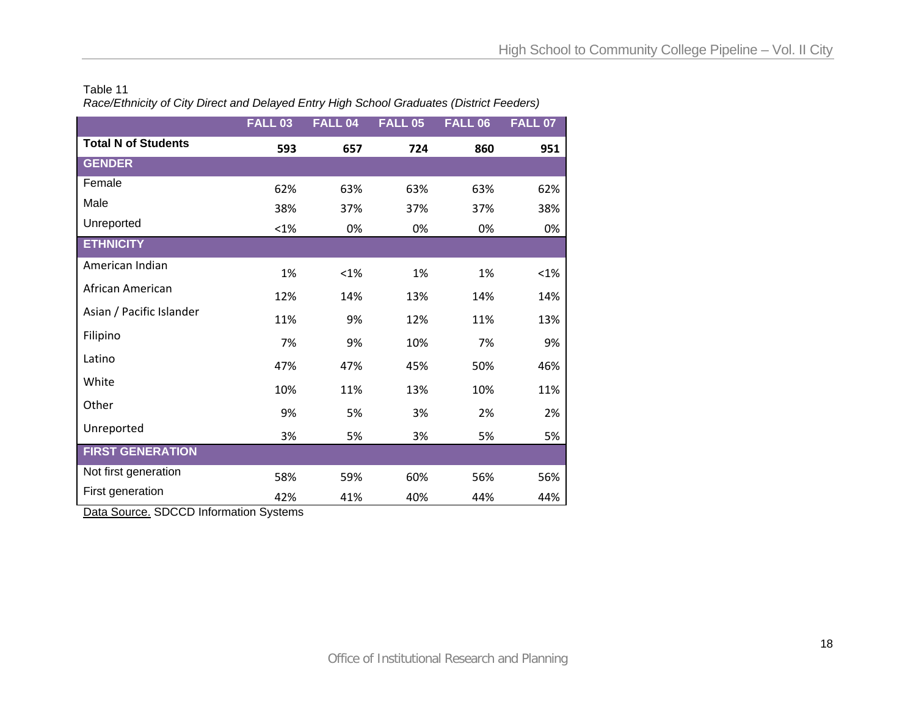Table 11

*Race/Ethnicity of City Direct and Delayed Entry High School Graduates (District Feeders)*

| | FALL 03 | FALL 04 | FALL 05 | FALL 06 | FALL 07 |
|---|---|---|---|---|---|
| **Total N of Students** | **593** | **657** | **724** | **860** | **951** |
| **GENDER** | | | | | |
| Female | 62% | 63% | 63% | 63% | 62% |
| Male | 38% | 37% | 37% | 37% | 38% |
| Unreported | <1% | 0% | 0% | 0% | 0% |
| **ETHNICITY** | | | | | |
| American Indian | 1% | <1% | 1% | 1% | <1% |
| African American | 12% | 14% | 13% | 14% | 14% |
| Asian / Pacific Islander | 11% | 9% | 12% | 11% | 13% |
| Filipino | 7% | 9% | 10% | 7% | 9% |
| Latino | 47% | 47% | 45% | 50% | 46% |
| White | 10% | 11% | 13% | 10% | 11% |
| Other | 9% | 5% | 3% | 2% | 2% |
| Unreported | 3% | 5% | 3% | 5% | 5% |
| **FIRST GENERATION** | | | | | |
| Not first generation | 58% | 59% | 60% | 56% | 56% |
| First generation | 42% | 41% | 40% | 44% | 44% |

Data Source. SDCCD Information Systems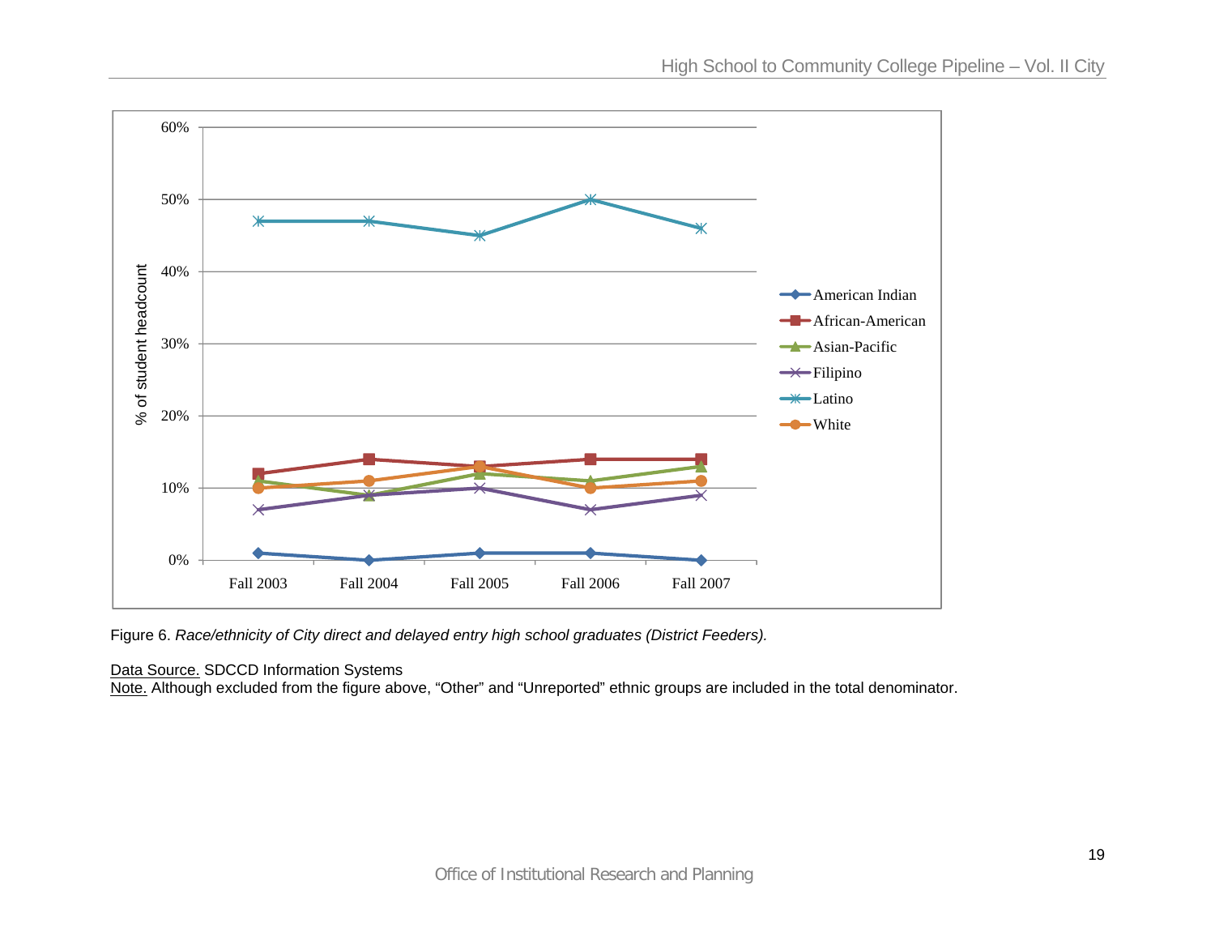Figure 6. *Race/ethnicity of City direct and delayed entry high school graduates (District Feeders).*

Data Source. SDCCD Information Systems
Note. Although excluded from the figure above, “Other” and “Unreported” ethnic groups are included in the total denominator.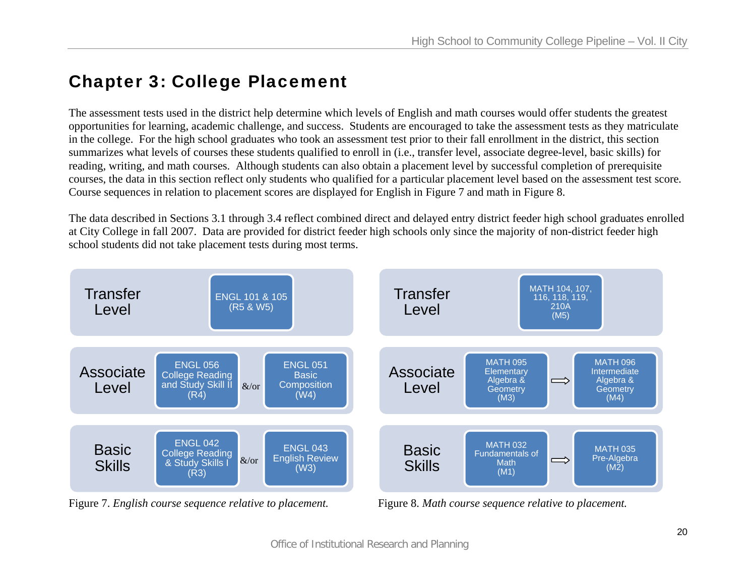# Chapter 3: College Placement

The assessment tests used in the district help determine which levels of English and math courses would offer students the greatest opportunities for learning, academic challenge, and success. Students are encouraged to take the assessment tests as they matriculate in the college. For the high school graduates who took an assessment test prior to their fall enrollment in the district, this section summarizes what levels of courses these students qualified to enroll in (i.e., transfer level, associate degree-level, basic skills) for reading, writing, and math courses. Although students can also obtain a placement level by successful completion of prerequisite courses, the data in this section reflect only students who qualified for a particular placement level based on the assessment test score. Course sequences in relation to placement scores are displayed for English in Figure 7 and math in Figure 8.

The data described in Sections 3.1 through 3.4 reflect combined direct and delayed entry district feeder high school graduates enrolled at City College in fall 2007. Data are provided for district feeder high schools only since the majority of non-district feeder high school students did not take placement tests during most terms.

| Level | English Course(s) | | |
|---|---|---|---|
| Transfer Level | ENGL 101 & 105 (R5 & W5) | | |
| Associate Level | ENGL 056 College Reading and Study Skill II (R4) | &/or | ENGL 051 Basic Composition (W4) |
| Basic Skills | ENGL 042 College Reading & Study Skills I (R3) | &/or | ENGL 043 English Review (W3) |

Figure 7. *English course sequence relative to placement.*

| Level | Math Course(s) | | |
|---|---|---|---|
| Transfer Level | MATH 104, 107, 116, 118, 119, 210A (M5) | | |
| Associate Level | MATH 095 Elementary Algebra & Geometry (M3) | ⇒ | MATH 096 Intermediate Algebra & Geometry (M4) |
| Basic Skills | MATH 032 Fundamentals of Math (M1) | ⇒ | MATH 035 Pre-Algebra (M2) |

Figure 8. *Math course sequence relative to placement.*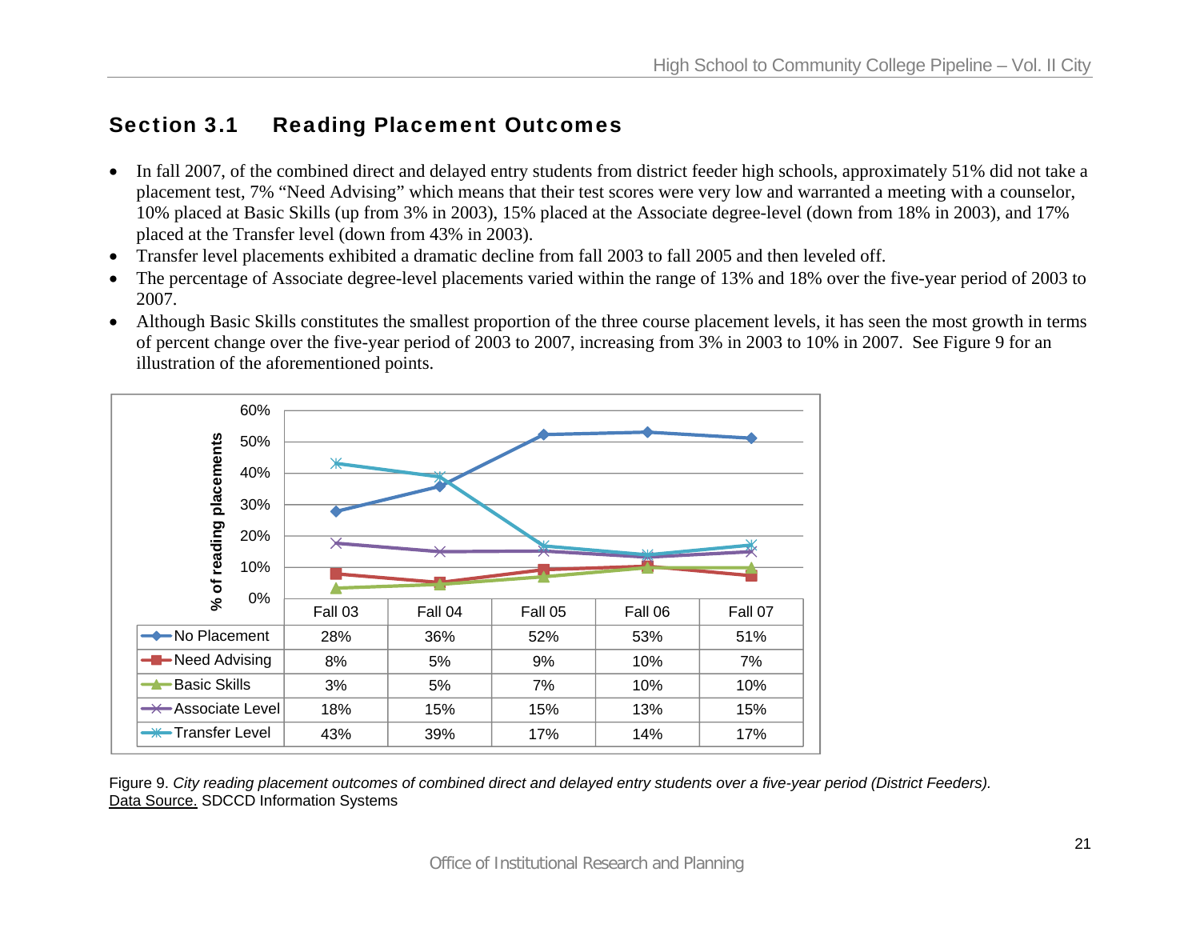## Section 3.1 Reading Placement Outcomes

- In fall 2007, of the combined direct and delayed entry students from district feeder high schools, approximately 51% did not take a placement test, 7% "Need Advising" which means that their test scores were very low and warranted a meeting with a counselor, 10% placed at Basic Skills (up from 3% in 2003), 15% placed at the Associate degree-level (down from 18% in 2003), and 17% placed at the Transfer level (down from 43% in 2003).
- Transfer level placements exhibited a dramatic decline from fall 2003 to fall 2005 and then leveled off.
- The percentage of Associate degree-level placements varied within the range of 13% and 18% over the five-year period of 2003 to 2007.
- Although Basic Skills constitutes the smallest proportion of the three course placement levels, it has seen the most growth in terms of percent change over the five-year period of 2003 to 2007, increasing from 3% in 2003 to 10% in 2007. See Figure 9 for an illustration of the aforementioned points.

| | Fall 03 | Fall 04 | Fall 05 | Fall 06 | Fall 07 |
|---|---|---|---|---|---|
| No Placement | 28% | 36% | 52% | 53% | 51% |
| Need Advising | 8% | 5% | 9% | 10% | 7% |
| Basic Skills | 3% | 5% | 7% | 10% | 10% |
| Associate Level | 18% | 15% | 15% | 13% | 15% |
| Transfer Level | 43% | 39% | 17% | 14% | 17% |

Figure 9. *City reading placement outcomes of combined direct and delayed entry students over a five-year period (District Feeders).*
Data Source. SDCCD Information Systems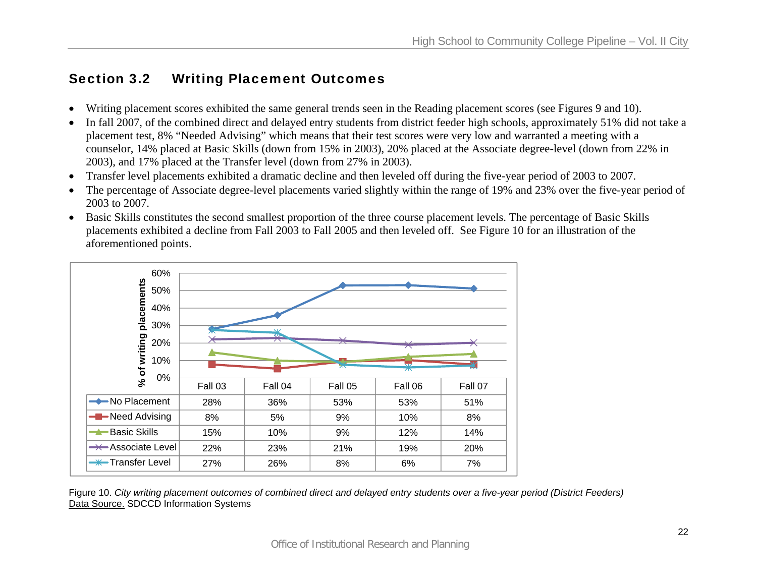## Section 3.2 Writing Placement Outcomes

- Writing placement scores exhibited the same general trends seen in the Reading placement scores (see Figures 9 and 10).
- In fall 2007, of the combined direct and delayed entry students from district feeder high schools, approximately 51% did not take a placement test, 8% "Needed Advising" which means that their test scores were very low and warranted a meeting with a counselor, 14% placed at Basic Skills (down from 15% in 2003), 20% placed at the Associate degree-level (down from 22% in 2003), and 17% placed at the Transfer level (down from 27% in 2003).
- Transfer level placements exhibited a dramatic decline and then leveled off during the five-year period of 2003 to 2007.
- The percentage of Associate degree-level placements varied slightly within the range of 19% and 23% over the five-year period of 2003 to 2007.
- Basic Skills constitutes the second smallest proportion of the three course placement levels. The percentage of Basic Skills placements exhibited a decline from Fall 2003 to Fall 2005 and then leveled off. See Figure 10 for an illustration of the aforementioned points.

| % of writing placements | Fall 03 | Fall 04 | Fall 05 | Fall 06 | Fall 07 |
|---|---|---|---|---|---|
| No Placement | 28% | 36% | 53% | 53% | 51% |
| Need Advising | 8% | 5% | 9% | 10% | 8% |
| Basic Skills | 15% | 10% | 9% | 12% | 14% |
| Associate Level | 22% | 23% | 21% | 19% | 20% |
| Transfer Level | 27% | 26% | 8% | 6% | 7% |

Figure 10. *City writing placement outcomes of combined direct and delayed entry students over a five-year period (District Feeders)*
Data Source. SDCCD Information Systems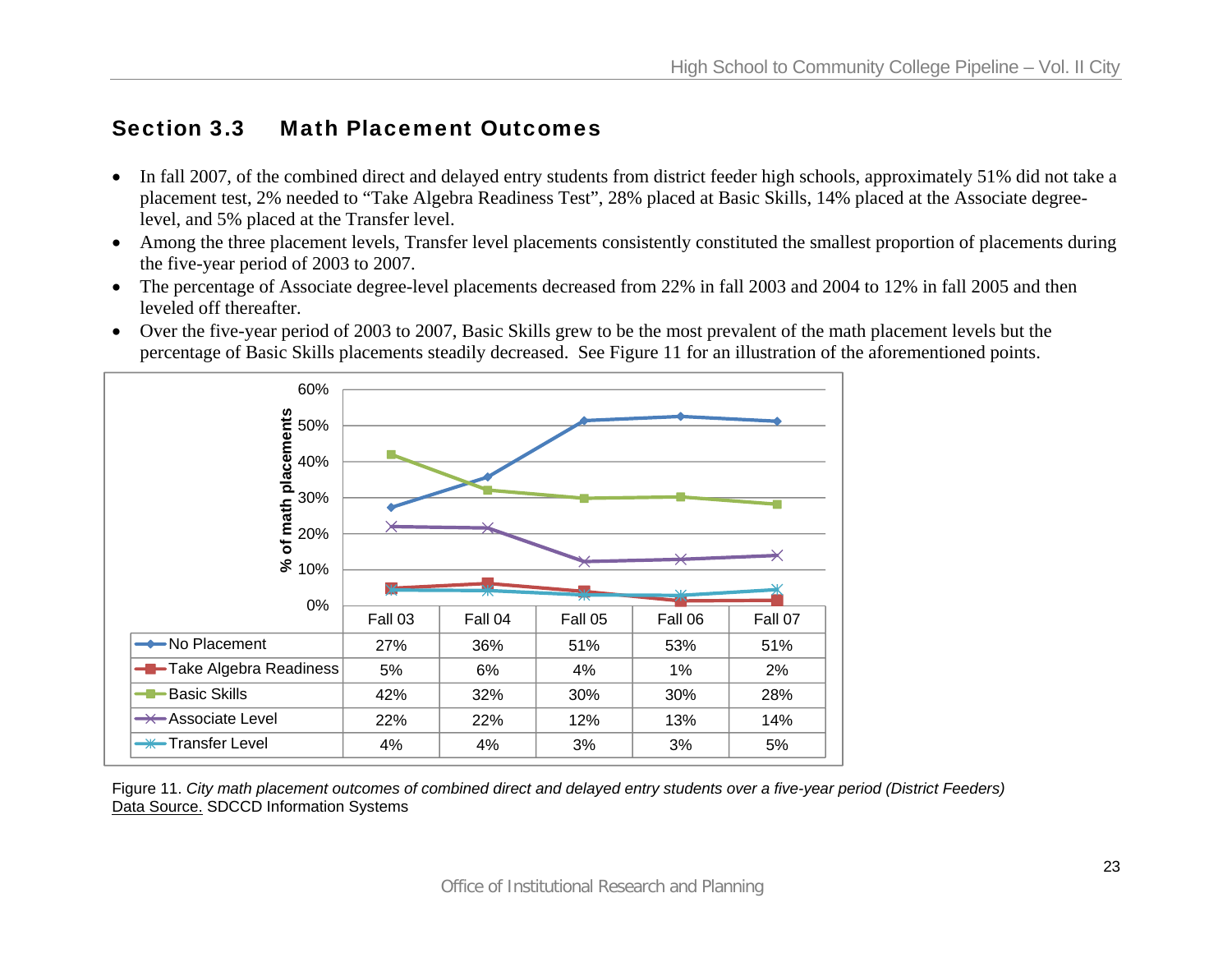## Section 3.3 Math Placement Outcomes

- In fall 2007, of the combined direct and delayed entry students from district feeder high schools, approximately 51% did not take a placement test, 2% needed to "Take Algebra Readiness Test", 28% placed at Basic Skills, 14% placed at the Associate degree-level, and 5% placed at the Transfer level.
- Among the three placement levels, Transfer level placements consistently constituted the smallest proportion of placements during the five-year period of 2003 to 2007.
- The percentage of Associate degree-level placements decreased from 22% in fall 2003 and 2004 to 12% in fall 2005 and then leveled off thereafter.
- Over the five-year period of 2003 to 2007, Basic Skills grew to be the most prevalent of the math placement levels but the percentage of Basic Skills placements steadily decreased. See Figure 11 for an illustration of the aforementioned points.

| % of math placements | Fall 03 | Fall 04 | Fall 05 | Fall 06 | Fall 07 |
|---|---|---|---|---|---|
| No Placement | 27% | 36% | 51% | 53% | 51% |
| Take Algebra Readiness | 5% | 6% | 4% | 1% | 2% |
| Basic Skills | 42% | 32% | 30% | 30% | 28% |
| Associate Level | 22% | 22% | 12% | 13% | 14% |
| Transfer Level | 4% | 4% | 3% | 3% | 5% |

Figure 11. *City math placement outcomes of combined direct and delayed entry students over a five-year period (District Feeders)*
Data Source. SDCCD Information Systems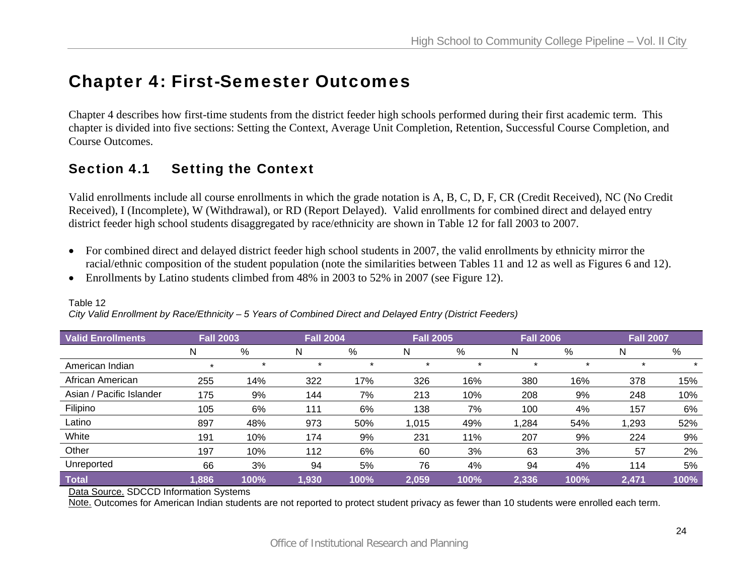# Chapter 4: First-Semester Outcomes

Chapter 4 describes how first-time students from the district feeder high schools performed during their first academic term. This chapter is divided into five sections: Setting the Context, Average Unit Completion, Retention, Successful Course Completion, and Course Outcomes.

## Section 4.1 Setting the Context

Valid enrollments include all course enrollments in which the grade notation is A, B, C, D, F, CR (Credit Received), NC (No Credit Received), I (Incomplete), W (Withdrawal), or RD (Report Delayed). Valid enrollments for combined direct and delayed entry district feeder high school students disaggregated by race/ethnicity are shown in Table 12 for fall 2003 to 2007.

- For combined direct and delayed district feeder high school students in 2007, the valid enrollments by ethnicity mirror the racial/ethnic composition of the student population (note the similarities between Tables 11 and 12 as well as Figures 6 and 12).
- Enrollments by Latino students climbed from 48% in 2003 to 52% in 2007 (see Figure 12).

Table 12

*City Valid Enrollment by Race/Ethnicity – 5 Years of Combined Direct and Delayed Entry (District Feeders)*

| Valid Enrollments | Fall 2003 | | Fall 2004 | | Fall 2005 | | Fall 2006 | | Fall 2007 | |
|---|---|---|---|---|---|---|---|---|---|---|
| | N | % | N | % | N | % | N | % | N | % |
| American Indian | * | * | * | * | * | * | * | * | * | * |
| African American | 255 | 14% | 322 | 17% | 326 | 16% | 380 | 16% | 378 | 15% |
| Asian / Pacific Islander | 175 | 9% | 144 | 7% | 213 | 10% | 208 | 9% | 248 | 10% |
| Filipino | 105 | 6% | 111 | 6% | 138 | 7% | 100 | 4% | 157 | 6% |
| Latino | 897 | 48% | 973 | 50% | 1,015 | 49% | 1,284 | 54% | 1,293 | 52% |
| White | 191 | 10% | 174 | 9% | 231 | 11% | 207 | 9% | 224 | 9% |
| Other | 197 | 10% | 112 | 6% | 60 | 3% | 63 | 3% | 57 | 2% |
| Unreported | 66 | 3% | 94 | 5% | 76 | 4% | 94 | 4% | 114 | 5% |
| **Total** | **1,886** | **100%** | **1,930** | **100%** | **2,059** | **100%** | **2,336** | **100%** | **2,471** | **100%** |

Data Source. SDCCD Information Systems

Note. Outcomes for American Indian students are not reported to protect student privacy as fewer than 10 students were enrolled each term.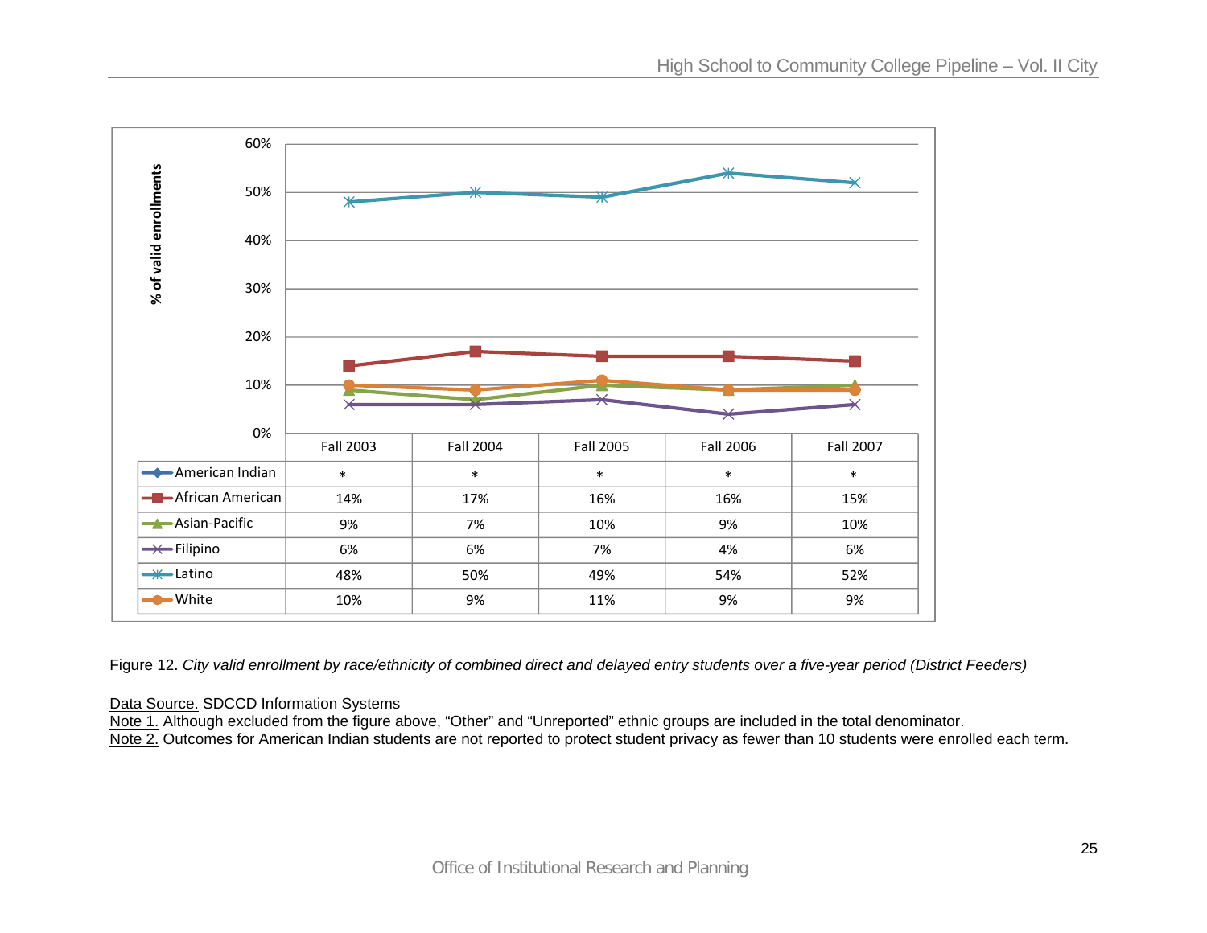| | Fall 2003 | Fall 2004 | Fall 2005 | Fall 2006 | Fall 2007 |
|---|---|---|---|---|---|
| American Indian | * | * | * | * | * |
| African American | 14% | 17% | 16% | 16% | 15% |
| Asian-Pacific | 9% | 7% | 10% | 9% | 10% |
| Filipino | 6% | 6% | 7% | 4% | 6% |
| Latino | 48% | 50% | 49% | 54% | 52% |
| White | 10% | 9% | 11% | 9% | 9% |

Figure 12. *City valid enrollment by race/ethnicity of combined direct and delayed entry students over a five-year period (District Feeders)*

Data Source. SDCCD Information Systems
Note 1. Although excluded from the figure above, "Other" and "Unreported" ethnic groups are included in the total denominator.
Note 2. Outcomes for American Indian students are not reported to protect student privacy as fewer than 10 students were enrolled each term.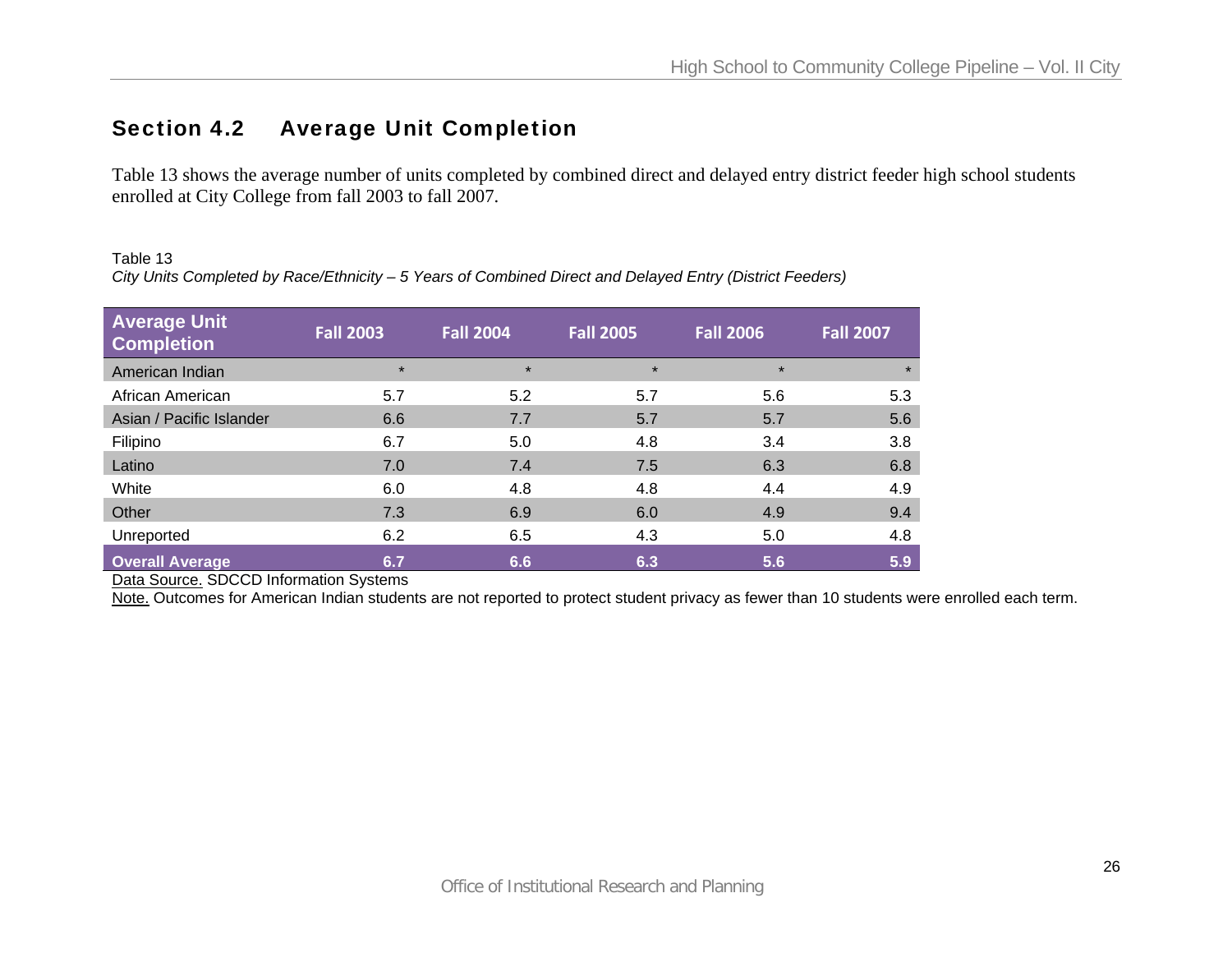## Section 4.2 Average Unit Completion

Table 13 shows the average number of units completed by combined direct and delayed entry district feeder high school students enrolled at City College from fall 2003 to fall 2007.

Table 13

*City Units Completed by Race/Ethnicity – 5 Years of Combined Direct and Delayed Entry (District Feeders)*

| Average Unit Completion | Fall 2003 | Fall 2004 | Fall 2005 | Fall 2006 | Fall 2007 |
|---|---|---|---|---|---|
| American Indian | * | * | * | * | * |
| African American | 5.7 | 5.2 | 5.7 | 5.6 | 5.3 |
| Asian / Pacific Islander | 6.6 | 7.7 | 5.7 | 5.7 | 5.6 |
| Filipino | 6.7 | 5.0 | 4.8 | 3.4 | 3.8 |
| Latino | 7.0 | 7.4 | 7.5 | 6.3 | 6.8 |
| White | 6.0 | 4.8 | 4.8 | 4.4 | 4.9 |
| Other | 7.3 | 6.9 | 6.0 | 4.9 | 9.4 |
| Unreported | 6.2 | 6.5 | 4.3 | 5.0 | 4.8 |
| **Overall Average** | **6.7** | **6.6** | **6.3** | **5.6** | **5.9** |

Data Source. SDCCD Information Systems

Note. Outcomes for American Indian students are not reported to protect student privacy as fewer than 10 students were enrolled each term.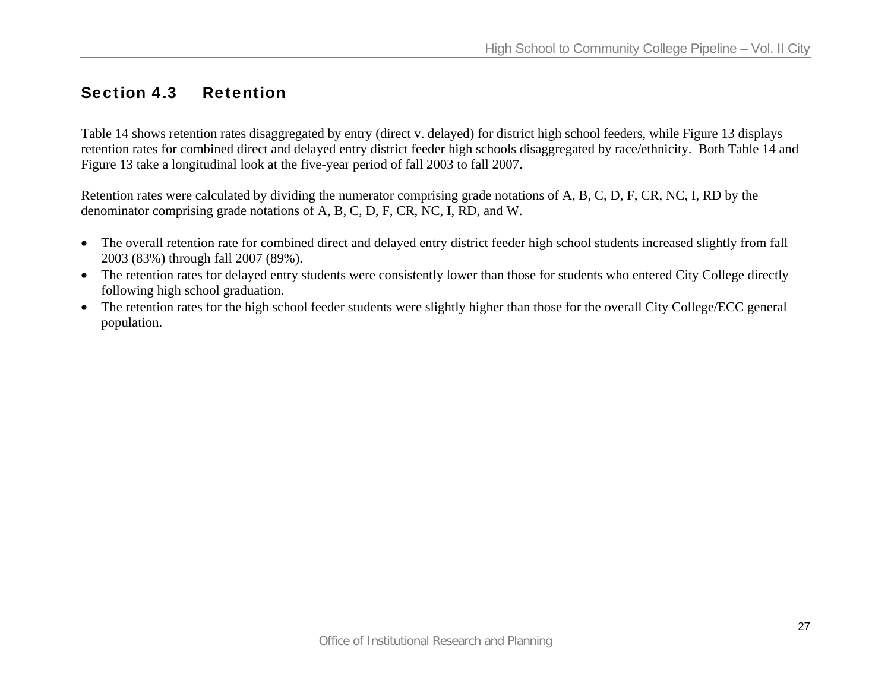## Section 4.3 Retention

Table 14 shows retention rates disaggregated by entry (direct v. delayed) for district high school feeders, while Figure 13 displays retention rates for combined direct and delayed entry district feeder high schools disaggregated by race/ethnicity. Both Table 14 and Figure 13 take a longitudinal look at the five-year period of fall 2003 to fall 2007.

Retention rates were calculated by dividing the numerator comprising grade notations of A, B, C, D, F, CR, NC, I, RD by the denominator comprising grade notations of A, B, C, D, F, CR, NC, I, RD, and W.

- The overall retention rate for combined direct and delayed entry district feeder high school students increased slightly from fall 2003 (83%) through fall 2007 (89%).
- The retention rates for delayed entry students were consistently lower than those for students who entered City College directly following high school graduation.
- The retention rates for the high school feeder students were slightly higher than those for the overall City College/ECC general population.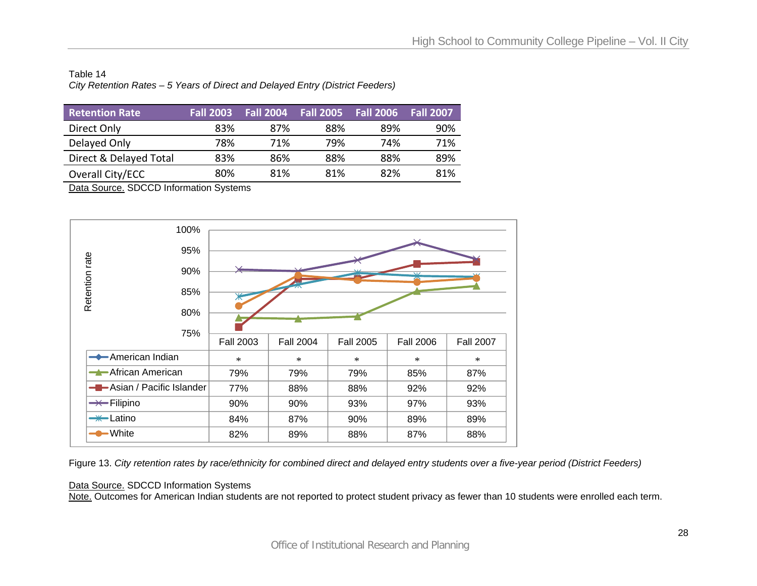Table 14

*City Retention Rates – 5 Years of Direct and Delayed Entry (District Feeders)*

| Retention Rate | Fall 2003 | Fall 2004 | Fall 2005 | Fall 2006 | Fall 2007 |
|---|---|---|---|---|---|
| Direct Only | 83% | 87% | 88% | 89% | 90% |
| Delayed Only | 78% | 71% | 79% | 74% | 71% |
| Direct & Delayed Total | 83% | 86% | 88% | 88% | 89% |
| Overall City/ECC | 80% | 81% | 81% | 82% | 81% |

Data Source. SDCCD Information Systems

| | Fall 2003 | Fall 2004 | Fall 2005 | Fall 2006 | Fall 2007 |
|---|---|---|---|---|---|
| American Indian | * | * | * | * | * |
| African American | 79% | 79% | 79% | 85% | 87% |
| Asian / Pacific Islander | 77% | 88% | 88% | 92% | 92% |
| Filipino | 90% | 90% | 93% | 97% | 93% |
| Latino | 84% | 87% | 90% | 89% | 89% |
| White | 82% | 89% | 88% | 87% | 88% |

Figure 13. *City retention rates by race/ethnicity for combined direct and delayed entry students over a five-year period (District Feeders)*

Data Source. SDCCD Information Systems

Note. Outcomes for American Indian students are not reported to protect student privacy as fewer than 10 students were enrolled each term.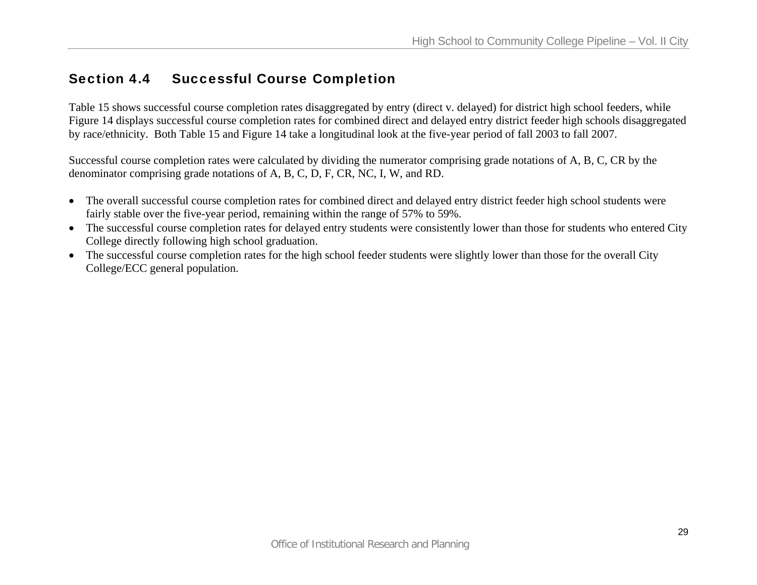## Section 4.4 Successful Course Completion

Table 15 shows successful course completion rates disaggregated by entry (direct v. delayed) for district high school feeders, while Figure 14 displays successful course completion rates for combined direct and delayed entry district feeder high schools disaggregated by race/ethnicity. Both Table 15 and Figure 14 take a longitudinal look at the five-year period of fall 2003 to fall 2007.

Successful course completion rates were calculated by dividing the numerator comprising grade notations of A, B, C, CR by the denominator comprising grade notations of A, B, C, D, F, CR, NC, I, W, and RD.

- The overall successful course completion rates for combined direct and delayed entry district feeder high school students were fairly stable over the five-year period, remaining within the range of 57% to 59%.
- The successful course completion rates for delayed entry students were consistently lower than those for students who entered City College directly following high school graduation.
- The successful course completion rates for the high school feeder students were slightly lower than those for the overall City College/ECC general population.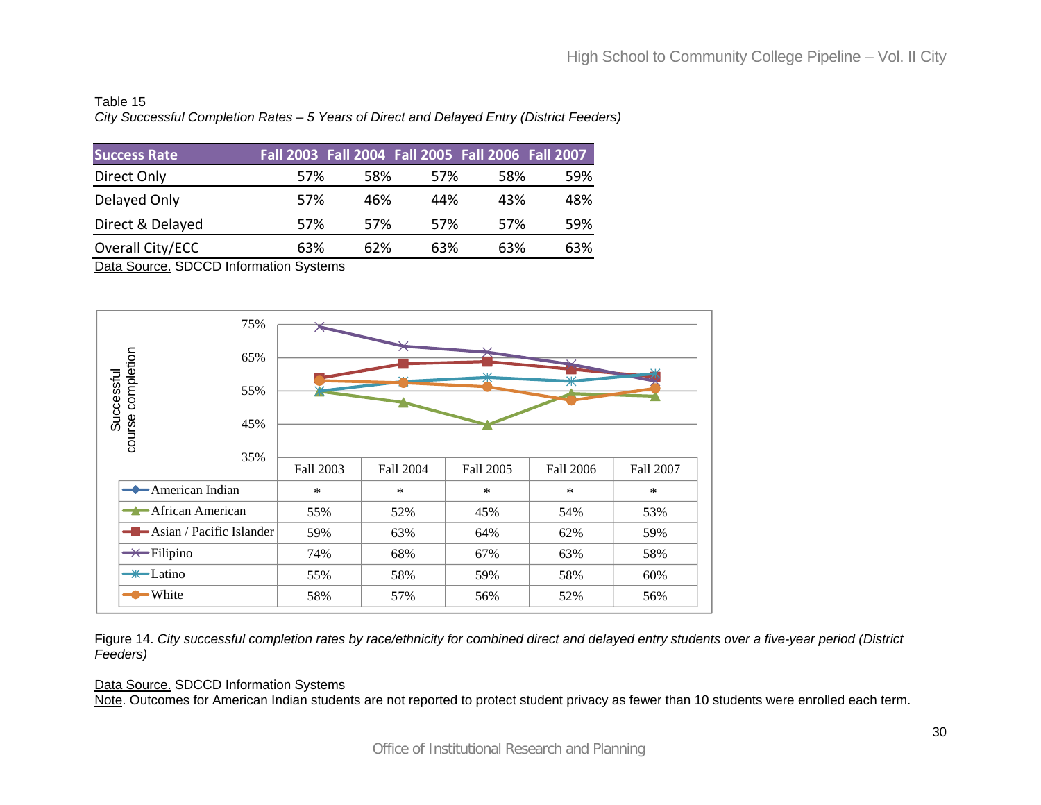Table 15

*City Successful Completion Rates – 5 Years of Direct and Delayed Entry (District Feeders)*

| Success Rate | Fall 2003 | Fall 2004 | Fall 2005 | Fall 2006 | Fall 2007 |
|---|---|---|---|---|---|
| Direct Only | 57% | 58% | 57% | 58% | 59% |
| Delayed Only | 57% | 46% | 44% | 43% | 48% |
| Direct & Delayed | 57% | 57% | 57% | 57% | 59% |
| Overall City/ECC | 63% | 62% | 63% | 63% | 63% |

Data Source. SDCCD Information Systems

| Successful course completion | Fall 2003 | Fall 2004 | Fall 2005 | Fall 2006 | Fall 2007 |
|---|---|---|---|---|---|
| American Indian | * | * | * | * | * |
| African American | 55% | 52% | 45% | 54% | 53% |
| Asian / Pacific Islander | 59% | 63% | 64% | 62% | 59% |
| Filipino | 74% | 68% | 67% | 63% | 58% |
| Latino | 55% | 58% | 59% | 58% | 60% |
| White | 58% | 57% | 56% | 52% | 56% |

Figure 14. *City successful completion rates by race/ethnicity for combined direct and delayed entry students over a five-year period (District Feeders)*

Data Source. SDCCD Information Systems

Note. Outcomes for American Indian students are not reported to protect student privacy as fewer than 10 students were enrolled each term.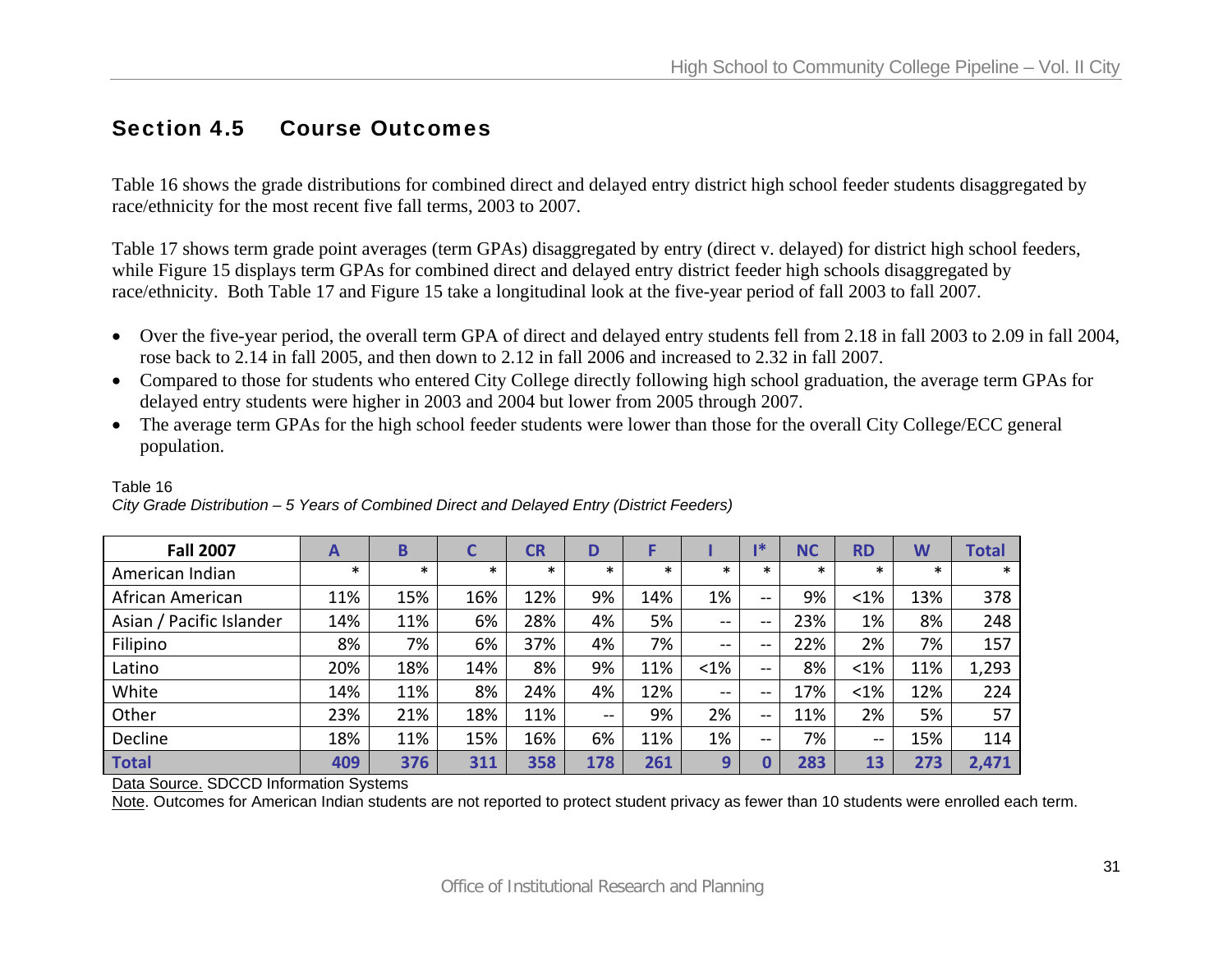## Section 4.5 Course Outcomes

Table 16 shows the grade distributions for combined direct and delayed entry district high school feeder students disaggregated by race/ethnicity for the most recent five fall terms, 2003 to 2007.

Table 17 shows term grade point averages (term GPAs) disaggregated by entry (direct v. delayed) for district high school feeders, while Figure 15 displays term GPAs for combined direct and delayed entry district feeder high schools disaggregated by race/ethnicity. Both Table 17 and Figure 15 take a longitudinal look at the five-year period of fall 2003 to fall 2007.

- Over the five-year period, the overall term GPA of direct and delayed entry students fell from 2.18 in fall 2003 to 2.09 in fall 2004, rose back to 2.14 in fall 2005, and then down to 2.12 in fall 2006 and increased to 2.32 in fall 2007.
- Compared to those for students who entered City College directly following high school graduation, the average term GPAs for delayed entry students were higher in 2003 and 2004 but lower from 2005 through 2007.
- The average term GPAs for the high school feeder students were lower than those for the overall City College/ECC general population.

Table 16

*City Grade Distribution – 5 Years of Combined Direct and Delayed Entry (District Feeders)*

| Fall 2007 | A | B | C | CR | D | F | I | I* | NC | RD | W | Total |
|---|---|---|---|---|---|---|---|---|---|---|---|---|
| American Indian | * | * | * | * | * | * | * | * | * | * | * | * |
| African American | 11% | 15% | 16% | 12% | 9% | 14% | 1% | -- | 9% | <1% | 13% | 378 |
| Asian / Pacific Islander | 14% | 11% | 6% | 28% | 4% | 5% | -- | -- | 23% | 1% | 8% | 248 |
| Filipino | 8% | 7% | 6% | 37% | 4% | 7% | -- | -- | 22% | 2% | 7% | 157 |
| Latino | 20% | 18% | 14% | 8% | 9% | 11% | <1% | -- | 8% | <1% | 11% | 1,293 |
| White | 14% | 11% | 8% | 24% | 4% | 12% | -- | -- | 17% | <1% | 12% | 224 |
| Other | 23% | 21% | 18% | 11% | -- | 9% | 2% | -- | 11% | 2% | 5% | 57 |
| Decline | 18% | 11% | 15% | 16% | 6% | 11% | 1% | -- | 7% | -- | 15% | 114 |
| **Total** | **409** | **376** | **311** | **358** | **178** | **261** | **9** | **0** | **283** | **13** | **273** | **2,471** |

Data Source. SDCCD Information Systems

Note. Outcomes for American Indian students are not reported to protect student privacy as fewer than 10 students were enrolled each term.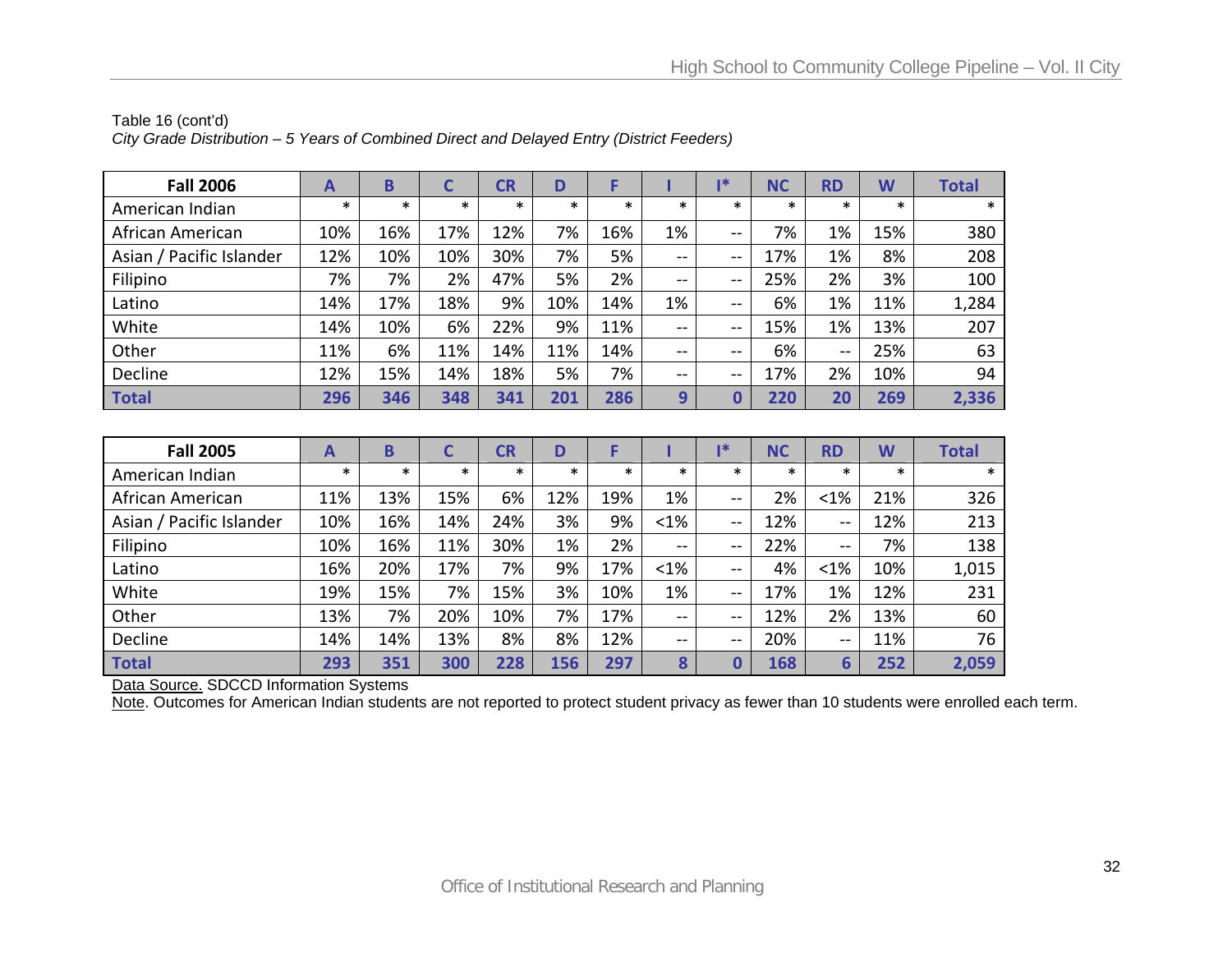Table 16 (cont'd)

*City Grade Distribution – 5 Years of Combined Direct and Delayed Entry (District Feeders)*

| Fall 2006 | A | B | C | CR | D | F | I | I* | NC | RD | W | Total |
|---|---|---|---|---|---|---|---|---|---|---|---|---|
| American Indian | * | * | * | * | * | * | * | * | * | * | * | * |
| African American | 10% | 16% | 17% | 12% | 7% | 16% | 1% | -- | 7% | 1% | 15% | 380 |
| Asian / Pacific Islander | 12% | 10% | 10% | 30% | 7% | 5% | -- | -- | 17% | 1% | 8% | 208 |
| Filipino | 7% | 7% | 2% | 47% | 5% | 2% | -- | -- | 25% | 2% | 3% | 100 |
| Latino | 14% | 17% | 18% | 9% | 10% | 14% | 1% | -- | 6% | 1% | 11% | 1,284 |
| White | 14% | 10% | 6% | 22% | 9% | 11% | -- | -- | 15% | 1% | 13% | 207 |
| Other | 11% | 6% | 11% | 14% | 11% | 14% | -- | -- | 6% | -- | 25% | 63 |
| Decline | 12% | 15% | 14% | 18% | 5% | 7% | -- | -- | 17% | 2% | 10% | 94 |
| **Total** | **296** | **346** | **348** | **341** | **201** | **286** | **9** | **0** | **220** | **20** | **269** | **2,336** |

| Fall 2005 | A | B | C | CR | D | F | I | I* | NC | RD | W | Total |
|---|---|---|---|---|---|---|---|---|---|---|---|---|
| American Indian | * | * | * | * | * | * | * | * | * | * | * | * |
| African American | 11% | 13% | 15% | 6% | 12% | 19% | 1% | -- | 2% | <1% | 21% | 326 |
| Asian / Pacific Islander | 10% | 16% | 14% | 24% | 3% | 9% | <1% | -- | 12% | -- | 12% | 213 |
| Filipino | 10% | 16% | 11% | 30% | 1% | 2% | -- | -- | 22% | -- | 7% | 138 |
| Latino | 16% | 20% | 17% | 7% | 9% | 17% | <1% | -- | 4% | <1% | 10% | 1,015 |
| White | 19% | 15% | 7% | 15% | 3% | 10% | 1% | -- | 17% | 1% | 12% | 231 |
| Other | 13% | 7% | 20% | 10% | 7% | 17% | -- | -- | 12% | 2% | 13% | 60 |
| Decline | 14% | 14% | 13% | 8% | 8% | 12% | -- | -- | 20% | -- | 11% | 76 |
| **Total** | **293** | **351** | **300** | **228** | **156** | **297** | **8** | **0** | **168** | **6** | **252** | **2,059** |

Data Source. SDCCD Information Systems

Note. Outcomes for American Indian students are not reported to protect student privacy as fewer than 10 students were enrolled each term.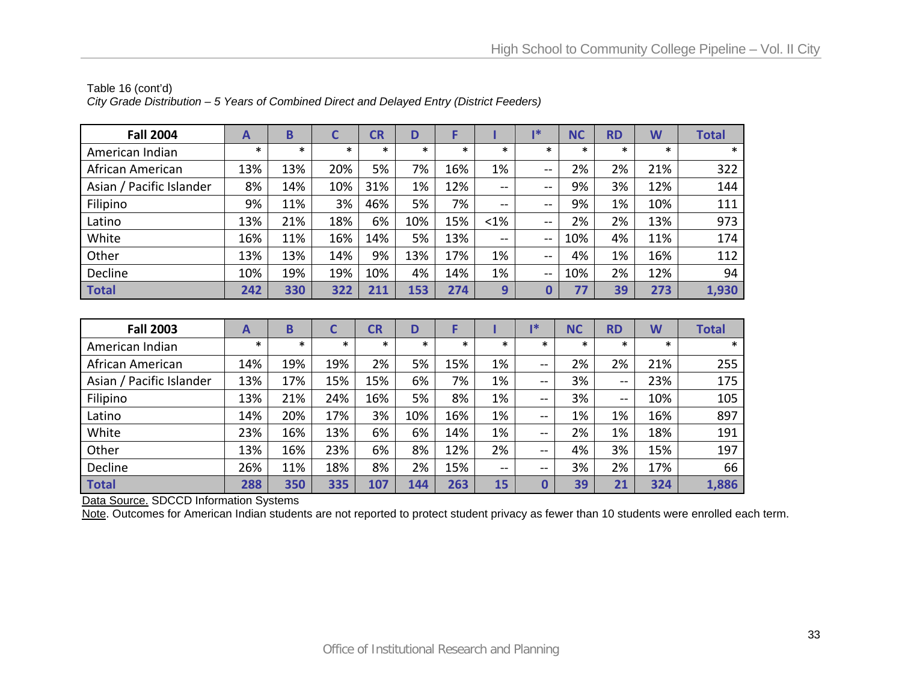Table 16 (cont'd)

*City Grade Distribution – 5 Years of Combined Direct and Delayed Entry (District Feeders)*

| Fall 2004 | A | B | C | CR | D | F | I | I* | NC | RD | W | Total |
|---|---|---|---|---|---|---|---|---|---|---|---|---|
| American Indian | * | * | * | * | * | * | * | * | * | * | * | * |
| African American | 13% | 13% | 20% | 5% | 7% | 16% | 1% | -- | 2% | 2% | 21% | 322 |
| Asian / Pacific Islander | 8% | 14% | 10% | 31% | 1% | 12% | -- | -- | 9% | 3% | 12% | 144 |
| Filipino | 9% | 11% | 3% | 46% | 5% | 7% | -- | -- | 9% | 1% | 10% | 111 |
| Latino | 13% | 21% | 18% | 6% | 10% | 15% | <1% | -- | 2% | 2% | 13% | 973 |
| White | 16% | 11% | 16% | 14% | 5% | 13% | -- | -- | 10% | 4% | 11% | 174 |
| Other | 13% | 13% | 14% | 9% | 13% | 17% | 1% | -- | 4% | 1% | 16% | 112 |
| Decline | 10% | 19% | 19% | 10% | 4% | 14% | 1% | -- | 10% | 2% | 12% | 94 |
| **Total** | **242** | **330** | **322** | **211** | **153** | **274** | **9** | **0** | **77** | **39** | **273** | **1,930** |

| Fall 2003 | A | B | C | CR | D | F | I | I* | NC | RD | W | Total |
|---|---|---|---|---|---|---|---|---|---|---|---|---|
| American Indian | * | * | * | * | * | * | * | * | * | * | * | * |
| African American | 14% | 19% | 19% | 2% | 5% | 15% | 1% | -- | 2% | 2% | 21% | 255 |
| Asian / Pacific Islander | 13% | 17% | 15% | 15% | 6% | 7% | 1% | -- | 3% | -- | 23% | 175 |
| Filipino | 13% | 21% | 24% | 16% | 5% | 8% | 1% | -- | 3% | -- | 10% | 105 |
| Latino | 14% | 20% | 17% | 3% | 10% | 16% | 1% | -- | 1% | 1% | 16% | 897 |
| White | 23% | 16% | 13% | 6% | 6% | 14% | 1% | -- | 2% | 1% | 18% | 191 |
| Other | 13% | 16% | 23% | 6% | 8% | 12% | 2% | -- | 4% | 3% | 15% | 197 |
| Decline | 26% | 11% | 18% | 8% | 2% | 15% | -- | -- | 3% | 2% | 17% | 66 |
| **Total** | **288** | **350** | **335** | **107** | **144** | **263** | **15** | **0** | **39** | **21** | **324** | **1,886** |

Data Source. SDCCD Information Systems

Note. Outcomes for American Indian students are not reported to protect student privacy as fewer than 10 students were enrolled each term.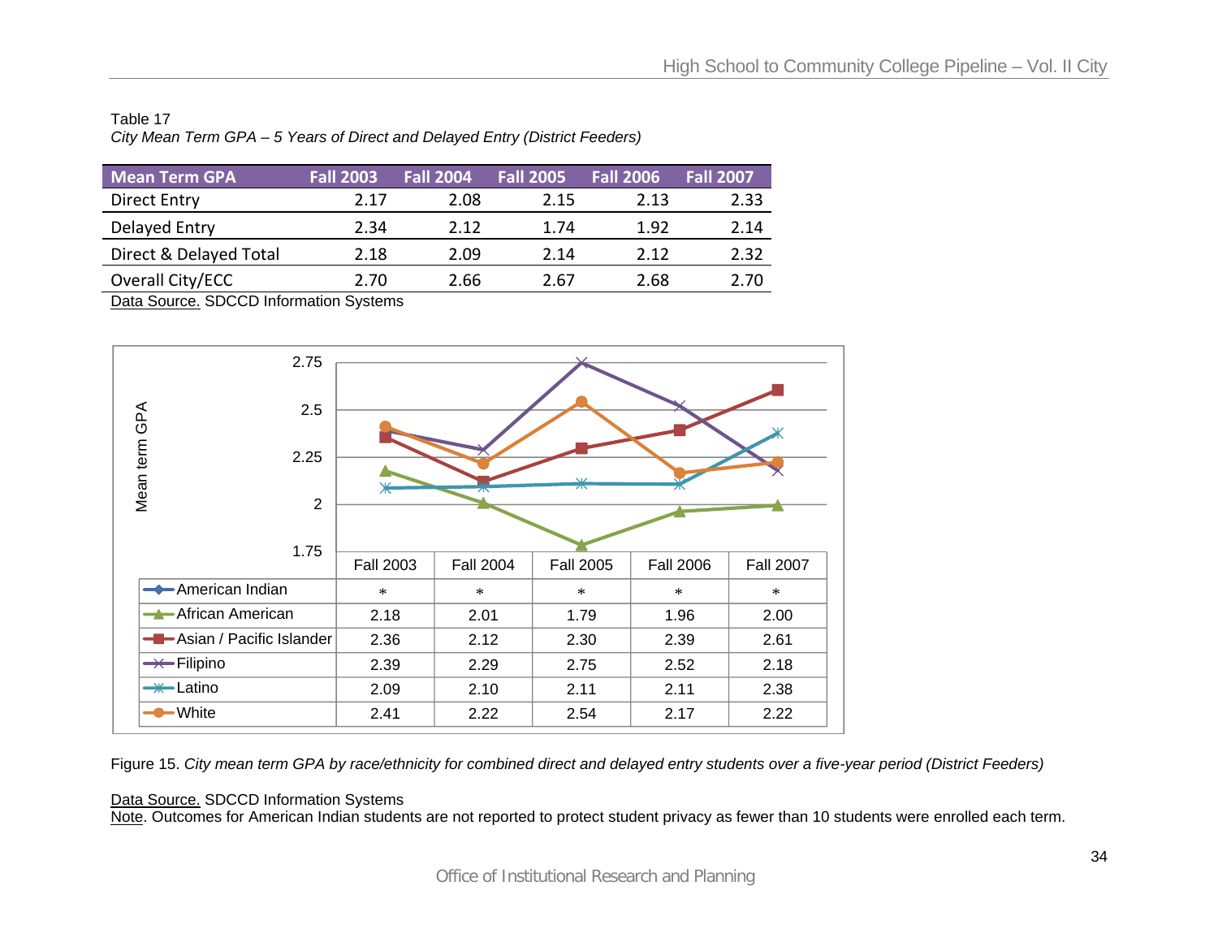Table 17

*City Mean Term GPA – 5 Years of Direct and Delayed Entry (District Feeders)*

| Mean Term GPA | Fall 2003 | Fall 2004 | Fall 2005 | Fall 2006 | Fall 2007 |
|---|---|---|---|---|---|
| Direct Entry | 2.17 | 2.08 | 2.15 | 2.13 | 2.33 |
| Delayed Entry | 2.34 | 2.12 | 1.74 | 1.92 | 2.14 |
| Direct & Delayed Total | 2.18 | 2.09 | 2.14 | 2.12 | 2.32 |
| Overall City/ECC | 2.70 | 2.66 | 2.67 | 2.68 | 2.70 |

Data Source. SDCCD Information Systems

| | Fall 2003 | Fall 2004 | Fall 2005 | Fall 2006 | Fall 2007 |
|---|---|---|---|---|---|
| American Indian | * | * | * | * | * |
| African American | 2.18 | 2.01 | 1.79 | 1.96 | 2.00 |
| Asian / Pacific Islander | 2.36 | 2.12 | 2.30 | 2.39 | 2.61 |
| Filipino | 2.39 | 2.29 | 2.75 | 2.52 | 2.18 |
| Latino | 2.09 | 2.10 | 2.11 | 2.11 | 2.38 |
| White | 2.41 | 2.22 | 2.54 | 2.17 | 2.22 |

Figure 15. *City mean term GPA by race/ethnicity for combined direct and delayed entry students over a five-year period (District Feeders)*

Data Source. SDCCD Information Systems

Note. Outcomes for American Indian students are not reported to protect student privacy as fewer than 10 students were enrolled each term.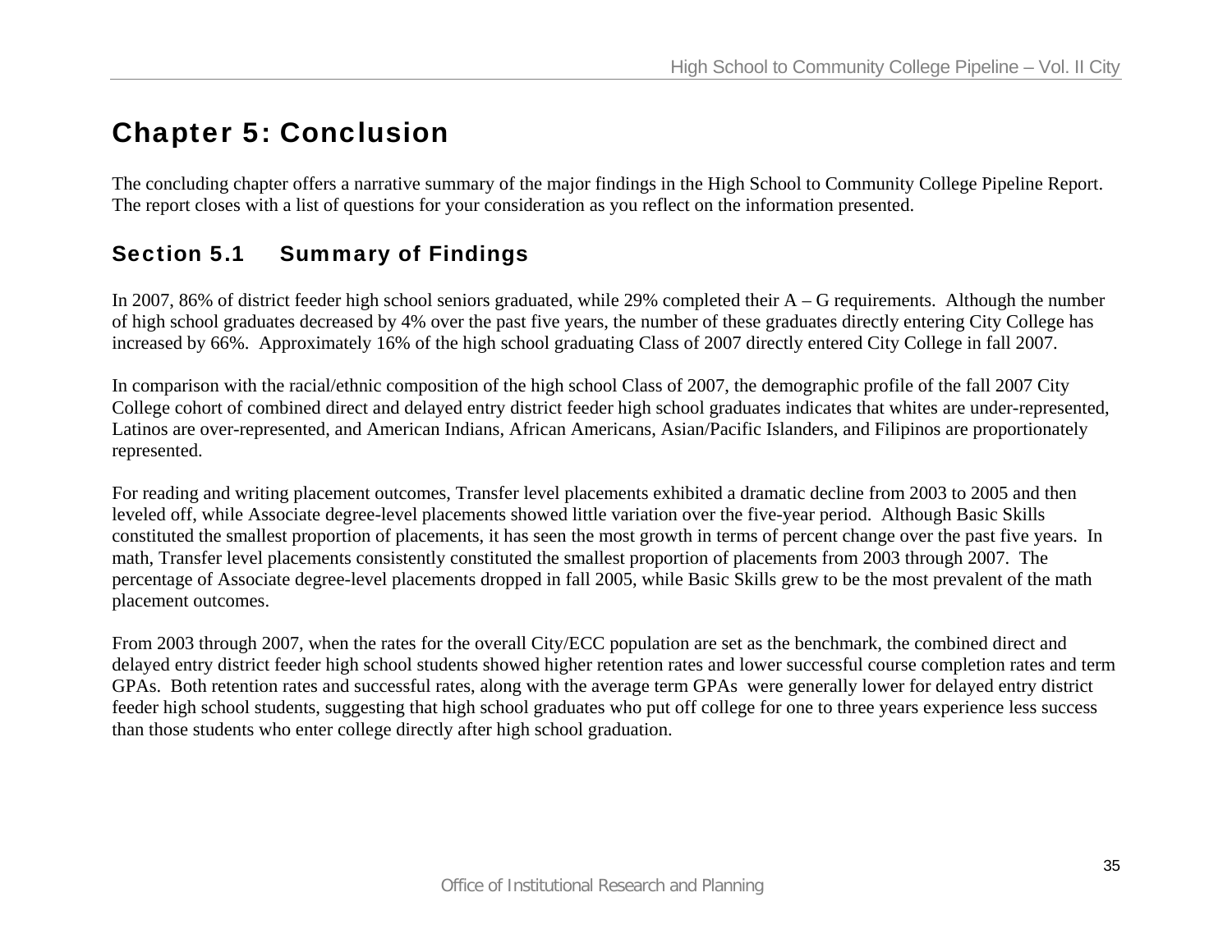# Chapter 5: Conclusion

The concluding chapter offers a narrative summary of the major findings in the High School to Community College Pipeline Report. The report closes with a list of questions for your consideration as you reflect on the information presented.

## Section 5.1 Summary of Findings

In 2007, 86% of district feeder high school seniors graduated, while 29% completed their A – G requirements. Although the number of high school graduates decreased by 4% over the past five years, the number of these graduates directly entering City College has increased by 66%. Approximately 16% of the high school graduating Class of 2007 directly entered City College in fall 2007.

In comparison with the racial/ethnic composition of the high school Class of 2007, the demographic profile of the fall 2007 City College cohort of combined direct and delayed entry district feeder high school graduates indicates that whites are under-represented, Latinos are over-represented, and American Indians, African Americans, Asian/Pacific Islanders, and Filipinos are proportionately represented.

For reading and writing placement outcomes, Transfer level placements exhibited a dramatic decline from 2003 to 2005 and then leveled off, while Associate degree-level placements showed little variation over the five-year period. Although Basic Skills constituted the smallest proportion of placements, it has seen the most growth in terms of percent change over the past five years. In math, Transfer level placements consistently constituted the smallest proportion of placements from 2003 through 2007. The percentage of Associate degree-level placements dropped in fall 2005, while Basic Skills grew to be the most prevalent of the math placement outcomes.

From 2003 through 2007, when the rates for the overall City/ECC population are set as the benchmark, the combined direct and delayed entry district feeder high school students showed higher retention rates and lower successful course completion rates and term GPAs. Both retention rates and successful rates, along with the average term GPAs were generally lower for delayed entry district feeder high school students, suggesting that high school graduates who put off college for one to three years experience less success than those students who enter college directly after high school graduation.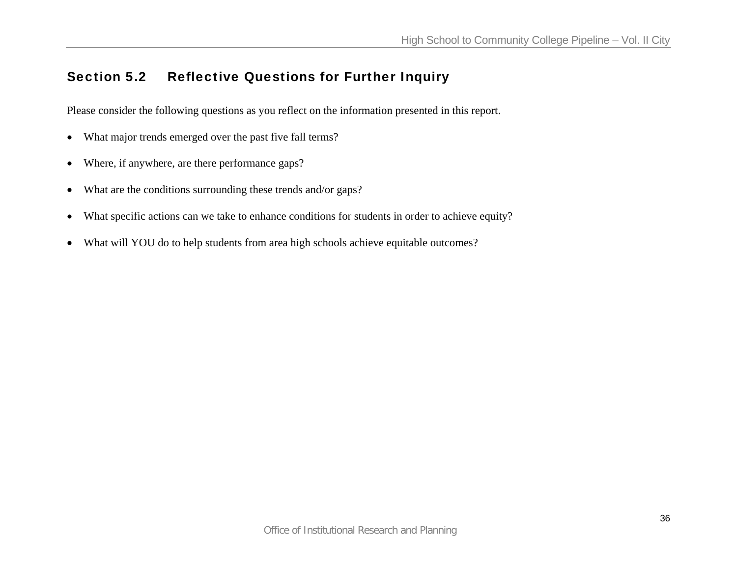## Section 5.2 Reflective Questions for Further Inquiry

Please consider the following questions as you reflect on the information presented in this report.

- What major trends emerged over the past five fall terms?
- Where, if anywhere, are there performance gaps?
- What are the conditions surrounding these trends and/or gaps?
- What specific actions can we take to enhance conditions for students in order to achieve equity?
- What will YOU do to help students from area high schools achieve equitable outcomes?